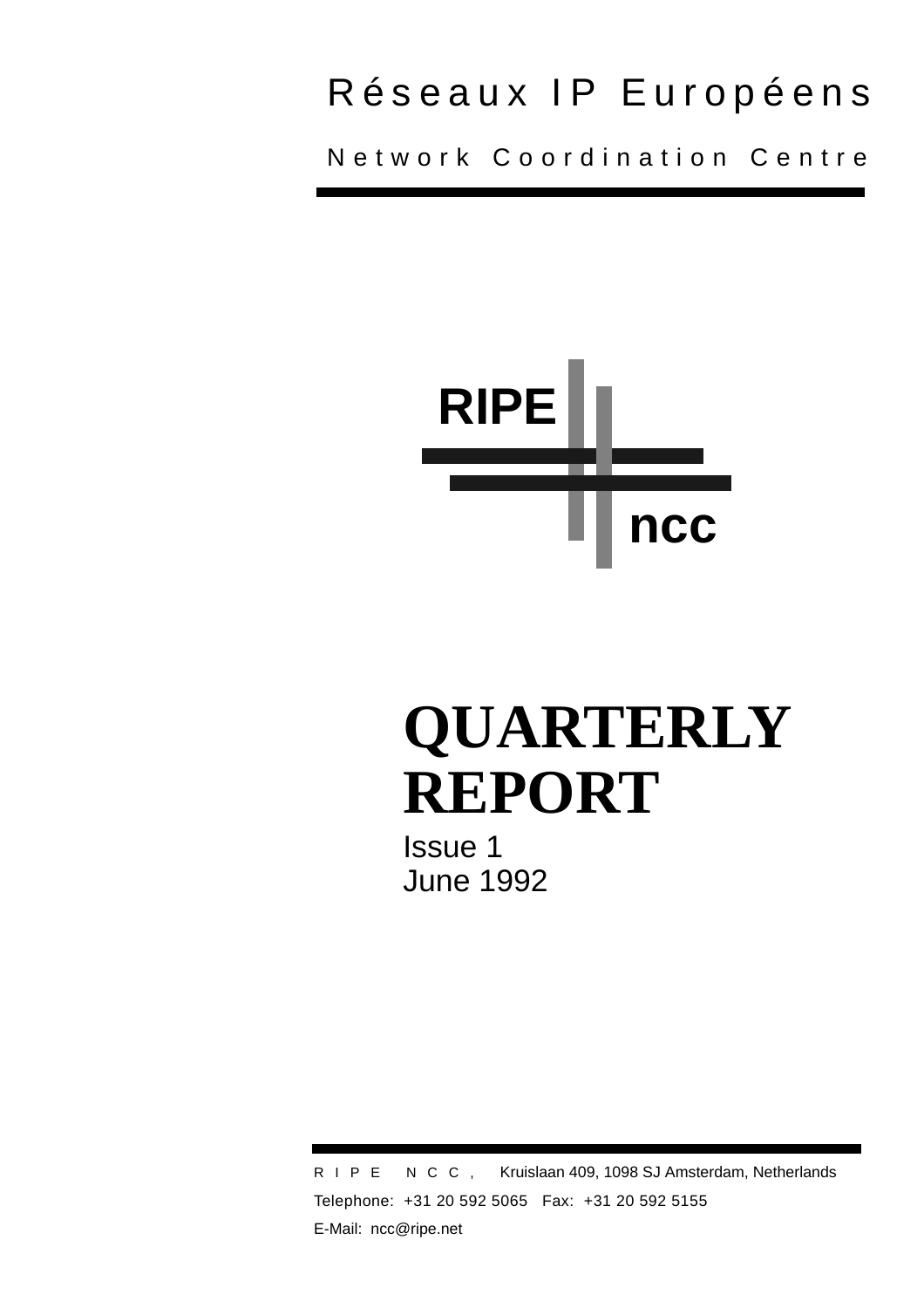Réseaux IP Européens

Network Coordination Centre

RIPE

ncc

# QUARTERLY REPORT

Issue 1
June 1992

RIPE NCC, Kruislaan 409, 1098 SJ Amsterdam, Netherlands

Telephone: +31 20 592 5065 Fax: +31 20 592 5155

E-Mail: ncc@ripe.net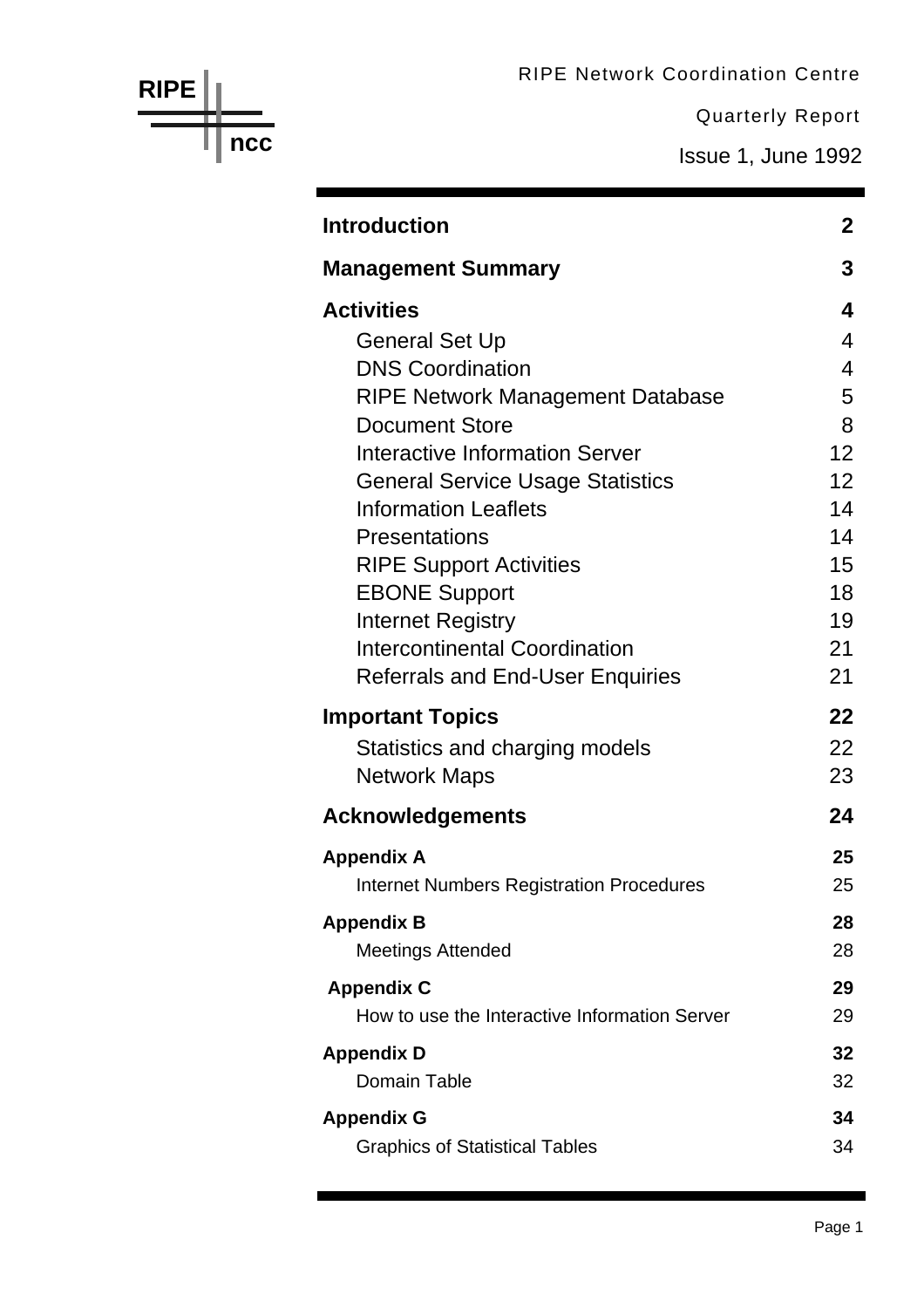RIPE ncc

RIPE Network Coordination Centre

Quarterly Report

Issue 1, June 1992

| | |
|---|---|
| **Introduction** | **2** |
| **Management Summary** | **3** |
| **Activities** | **4** |
| General Set Up | 4 |
| DNS Coordination | 4 |
| RIPE Network Management Database | 5 |
| Document Store | 8 |
| Interactive Information Server | 12 |
| General Service Usage Statistics | 12 |
| Information Leaflets | 14 |
| Presentations | 14 |
| RIPE Support Activities | 15 |
| EBONE Support | 18 |
| Internet Registry | 19 |
| Intercontinental Coordination | 21 |
| Referrals and End-User Enquiries | 21 |
| **Important Topics** | **22** |
| Statistics and charging models | 22 |
| Network Maps | 23 |
| **Acknowledgements** | **24** |
| **Appendix A** | **25** |
| Internet Numbers Registration Procedures | 25 |
| **Appendix B** | **28** |
| Meetings Attended | 28 |
| **Appendix C** | **29** |
| How to use the Interactive Information Server | 29 |
| **Appendix D** | **32** |
| Domain Table | 32 |
| **Appendix G** | **34** |
| Graphics of Statistical Tables | 34 |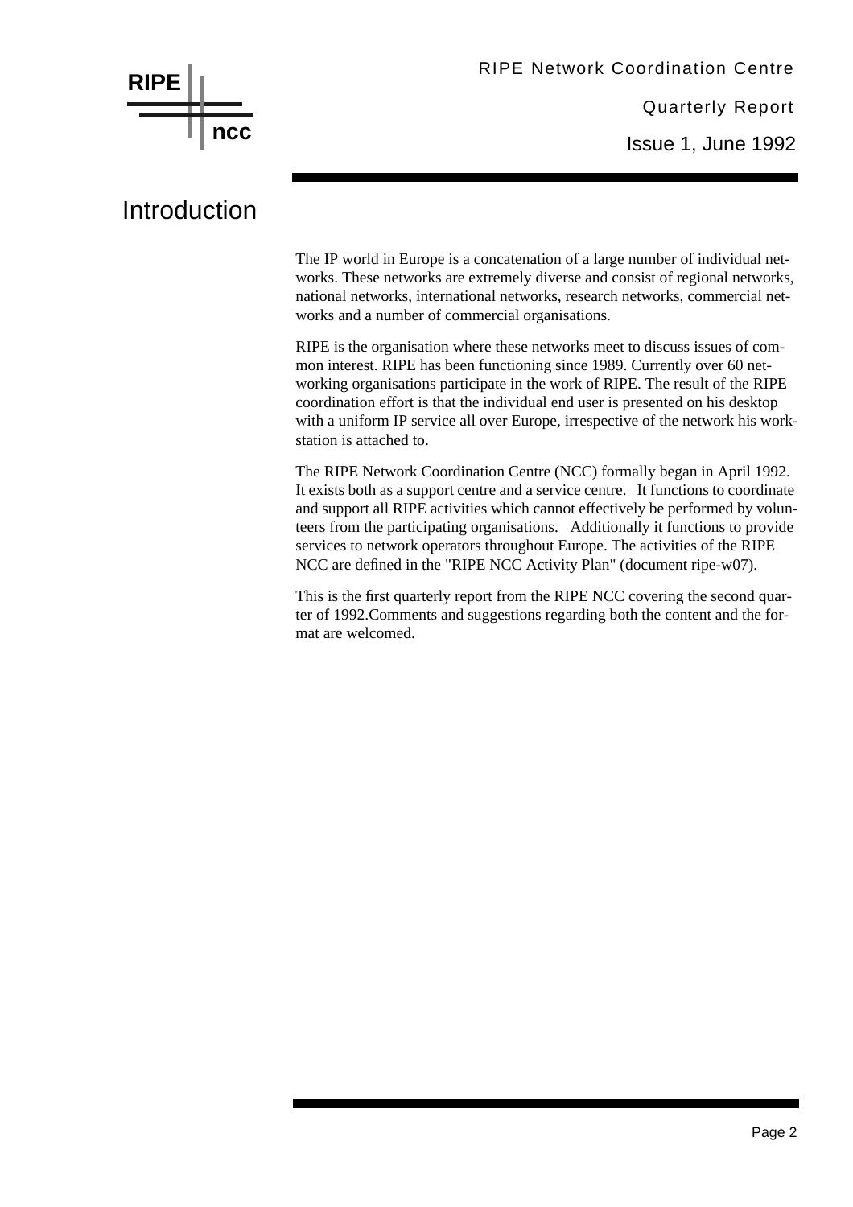# Introduction

The IP world in Europe is a concatenation of a large number of individual networks. These networks are extremely diverse and consist of regional networks, national networks, international networks, research networks, commercial networks and a number of commercial organisations.

RIPE is the organisation where these networks meet to discuss issues of common interest. RIPE has been functioning since 1989. Currently over 60 networking organisations participate in the work of RIPE. The result of the RIPE coordination effort is that the individual end user is presented on his desktop with a uniform IP service all over Europe, irrespective of the network his workstation is attached to.

The RIPE Network Coordination Centre (NCC) formally began in April 1992. It exists both as a support centre and a service centre. It functions to coordinate and support all RIPE activities which cannot effectively be performed by volunteers from the participating organisations. Additionally it functions to provide services to network operators throughout Europe. The activities of the RIPE NCC are defined in the "RIPE NCC Activity Plan" (document ripe-w07).

This is the first quarterly report from the RIPE NCC covering the second quarter of 1992.Comments and suggestions regarding both the content and the format are welcomed.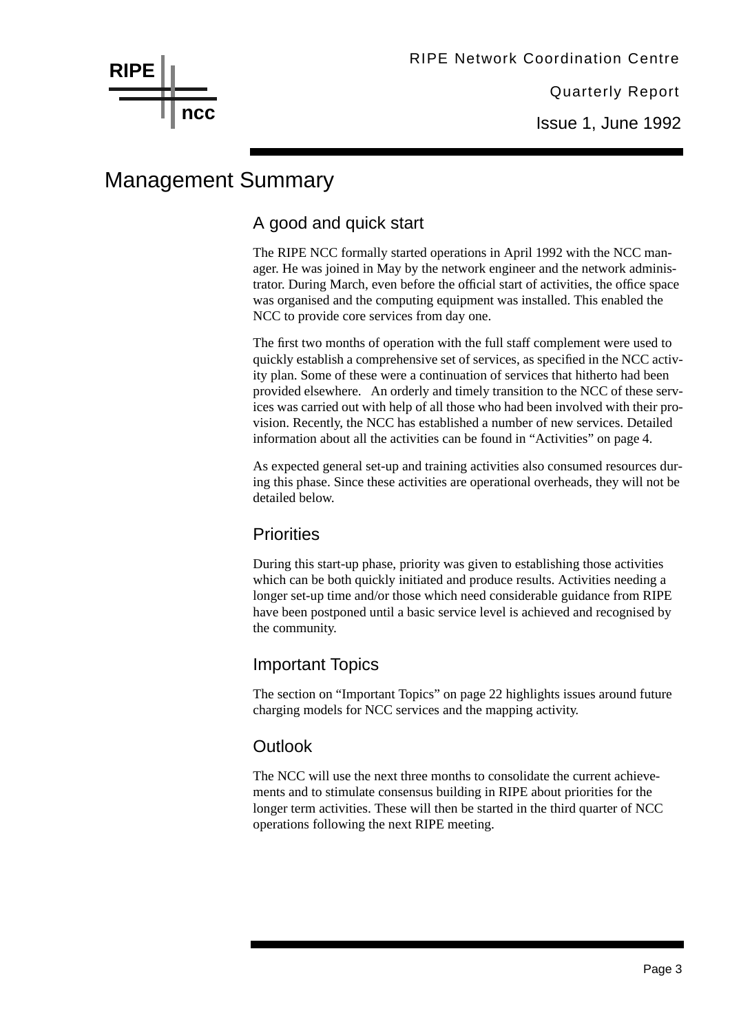# Management Summary

## A good and quick start

The RIPE NCC formally started operations in April 1992 with the NCC manager. He was joined in May by the network engineer and the network administrator. During March, even before the official start of activities, the office space was organised and the computing equipment was installed. This enabled the NCC to provide core services from day one.

The first two months of operation with the full staff complement were used to quickly establish a comprehensive set of services, as specified in the NCC activity plan. Some of these were a continuation of services that hitherto had been provided elsewhere. An orderly and timely transition to the NCC of these services was carried out with help of all those who had been involved with their provision. Recently, the NCC has established a number of new services. Detailed information about all the activities can be found in “Activities” on page 4.

As expected general set-up and training activities also consumed resources during this phase. Since these activities are operational overheads, they will not be detailed below.

## Priorities

During this start-up phase, priority was given to establishing those activities which can be both quickly initiated and produce results. Activities needing a longer set-up time and/or those which need considerable guidance from RIPE have been postponed until a basic service level is achieved and recognised by the community.

## Important Topics

The section on “Important Topics” on page 22 highlights issues around future charging models for NCC services and the mapping activity.

## Outlook

The NCC will use the next three months to consolidate the current achievements and to stimulate consensus building in RIPE about priorities for the longer term activities. These will then be started in the third quarter of NCC operations following the next RIPE meeting.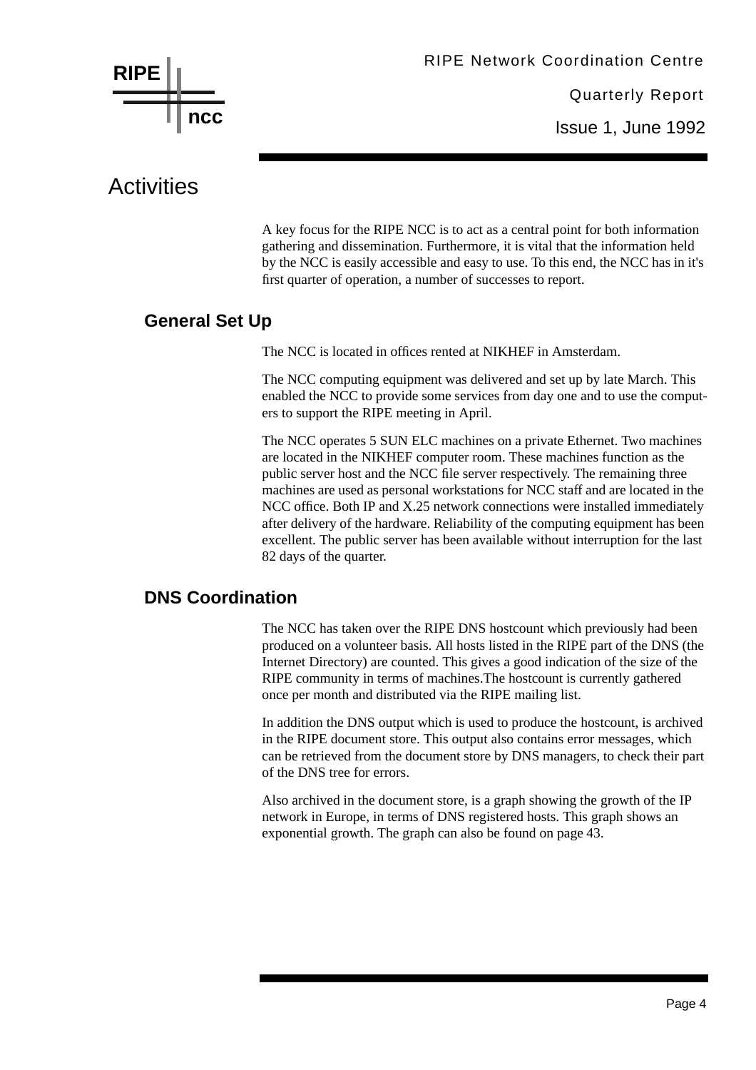# Activities

A key focus for the RIPE NCC is to act as a central point for both information gathering and dissemination. Furthermore, it is vital that the information held by the NCC is easily accessible and easy to use. To this end, the NCC has in it's first quarter of operation, a number of successes to report.

## General Set Up

The NCC is located in offices rented at NIKHEF in Amsterdam.

The NCC computing equipment was delivered and set up by late March. This enabled the NCC to provide some services from day one and to use the computers to support the RIPE meeting in April.

The NCC operates 5 SUN ELC machines on a private Ethernet. Two machines are located in the NIKHEF computer room. These machines function as the public server host and the NCC file server respectively. The remaining three machines are used as personal workstations for NCC staff and are located in the NCC office. Both IP and X.25 network connections were installed immediately after delivery of the hardware. Reliability of the computing equipment has been excellent. The public server has been available without interruption for the last 82 days of the quarter.

## DNS Coordination

The NCC has taken over the RIPE DNS hostcount which previously had been produced on a volunteer basis. All hosts listed in the RIPE part of the DNS (the Internet Directory) are counted. This gives a good indication of the size of the RIPE community in terms of machines.The hostcount is currently gathered once per month and distributed via the RIPE mailing list.

In addition the DNS output which is used to produce the hostcount, is archived in the RIPE document store. This output also contains error messages, which can be retrieved from the document store by DNS managers, to check their part of the DNS tree for errors.

Also archived in the document store, is a graph showing the growth of the IP network in Europe, in terms of DNS registered hosts. This graph shows an exponential growth. The graph can also be found on page 43.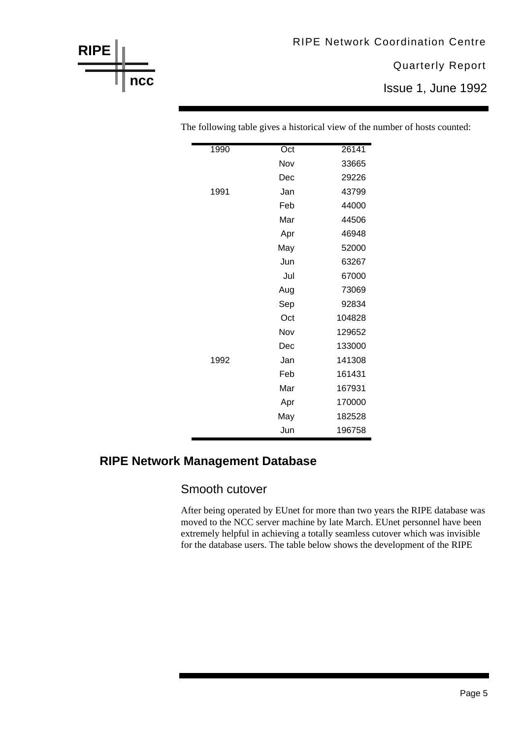The following table gives a historical view of the number of hosts counted:

| | | |
|---|---|---|
| 1990 | Oct | 26141 |
| | Nov | 33665 |
| | Dec | 29226 |
| 1991 | Jan | 43799 |
| | Feb | 44000 |
| | Mar | 44506 |
| | Apr | 46948 |
| | May | 52000 |
| | Jun | 63267 |
| | Jul | 67000 |
| | Aug | 73069 |
| | Sep | 92834 |
| | Oct | 104828 |
| | Nov | 129652 |
| | Dec | 133000 |
| 1992 | Jan | 141308 |
| | Feb | 161431 |
| | Mar | 167931 |
| | Apr | 170000 |
| | May | 182528 |
| | Jun | 196758 |

## RIPE Network Management Database

### Smooth cutover

After being operated by EUnet for more than two years the RIPE database was moved to the NCC server machine by late March. EUnet personnel have been extremely helpful in achieving a totally seamless cutover which was invisible for the database users. The table below shows the development of the RIPE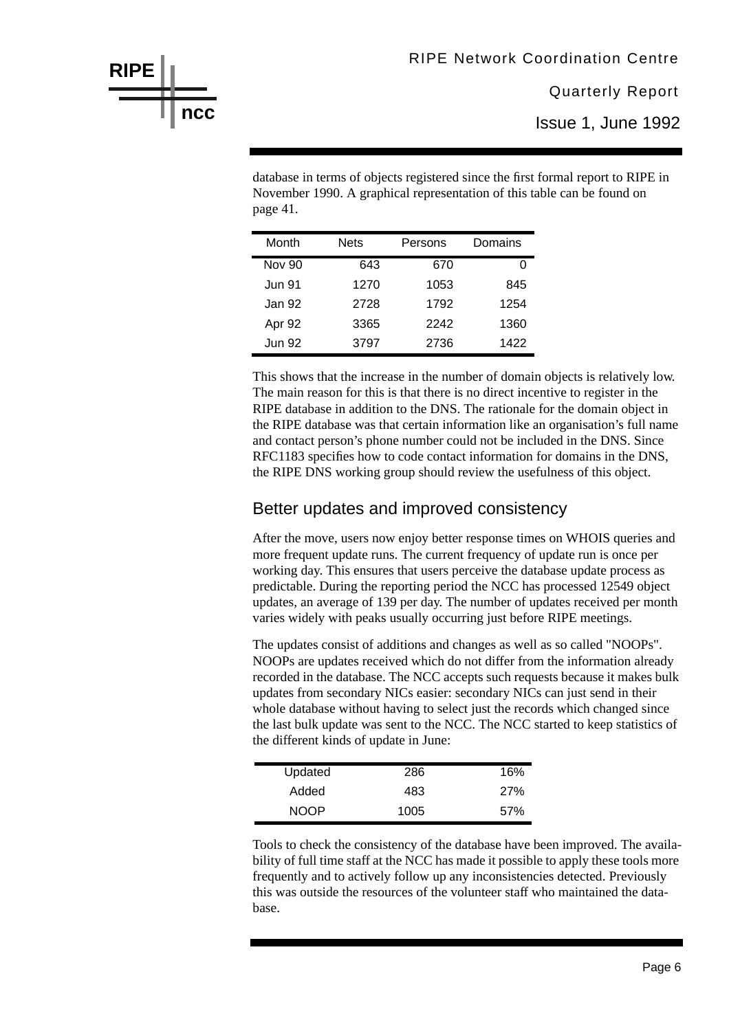database in terms of objects registered since the first formal report to RIPE in November 1990. A graphical representation of this table can be found on page 41.

| Month | Nets | Persons | Domains |
|---|---|---|---|
| Nov 90 | 643 | 670 | 0 |
| Jun 91 | 1270 | 1053 | 845 |
| Jan 92 | 2728 | 1792 | 1254 |
| Apr 92 | 3365 | 2242 | 1360 |
| Jun 92 | 3797 | 2736 | 1422 |

This shows that the increase in the number of domain objects is relatively low. The main reason for this is that there is no direct incentive to register in the RIPE database in addition to the DNS. The rationale for the domain object in the RIPE database was that certain information like an organisation's full name and contact person's phone number could not be included in the DNS. Since RFC1183 specifies how to code contact information for domains in the DNS, the RIPE DNS working group should review the usefulness of this object.

## Better updates and improved consistency

After the move, users now enjoy better response times on WHOIS queries and more frequent update runs. The current frequency of update run is once per working day. This ensures that users perceive the database update process as predictable. During the reporting period the NCC has processed 12549 object updates, an average of 139 per day. The number of updates received per month varies widely with peaks usually occurring just before RIPE meetings.

The updates consist of additions and changes as well as so called "NOOPs". NOOPs are updates received which do not differ from the information already recorded in the database. The NCC accepts such requests because it makes bulk updates from secondary NICs easier: secondary NICs can just send in their whole database without having to select just the records which changed since the last bulk update was sent to the NCC. The NCC started to keep statistics of the different kinds of update in June:

| | | |
|---|---|---|
| Updated | 286 | 16% |
| Added | 483 | 27% |
| NOOP | 1005 | 57% |

Tools to check the consistency of the database have been improved. The availability of full time staff at the NCC has made it possible to apply these tools more frequently and to actively follow up any inconsistencies detected. Previously this was outside the resources of the volunteer staff who maintained the database.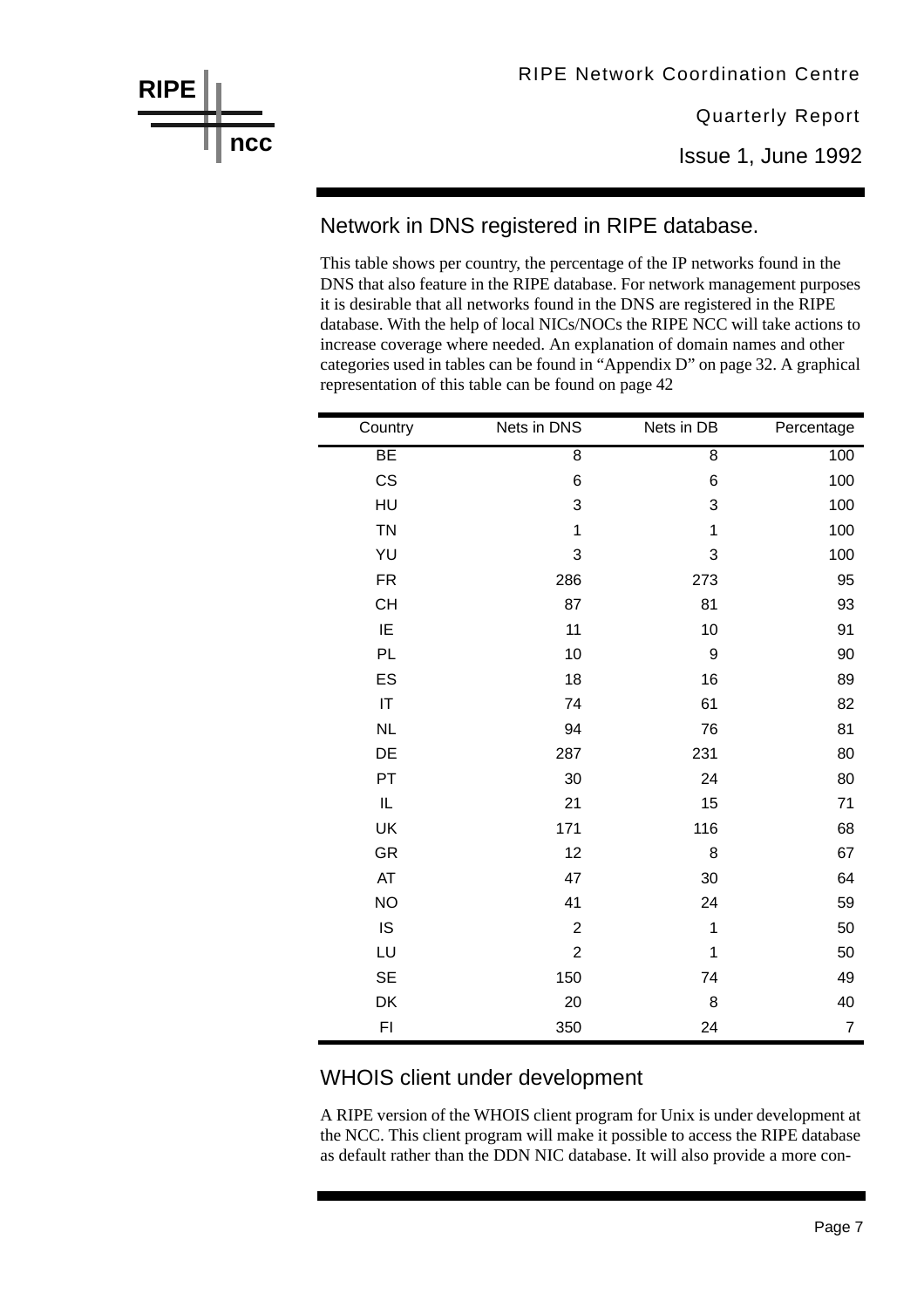## Network in DNS registered in RIPE database.

This table shows per country, the percentage of the IP networks found in the DNS that also feature in the RIPE database. For network management purposes it is desirable that all networks found in the DNS are registered in the RIPE database. With the help of local NICs/NOCs the RIPE NCC will take actions to increase coverage where needed. An explanation of domain names and other categories used in tables can be found in "Appendix D" on page 32. A graphical representation of this table can be found on page 42

| Country | Nets in DNS | Nets in DB | Percentage |
|---|---|---|---|
| BE | 8 | 8 | 100 |
| CS | 6 | 6 | 100 |
| HU | 3 | 3 | 100 |
| TN | 1 | 1 | 100 |
| YU | 3 | 3 | 100 |
| FR | 286 | 273 | 95 |
| CH | 87 | 81 | 93 |
| IE | 11 | 10 | 91 |
| PL | 10 | 9 | 90 |
| ES | 18 | 16 | 89 |
| IT | 74 | 61 | 82 |
| NL | 94 | 76 | 81 |
| DE | 287 | 231 | 80 |
| PT | 30 | 24 | 80 |
| IL | 21 | 15 | 71 |
| UK | 171 | 116 | 68 |
| GR | 12 | 8 | 67 |
| AT | 47 | 30 | 64 |
| NO | 41 | 24 | 59 |
| IS | 2 | 1 | 50 |
| LU | 2 | 1 | 50 |
| SE | 150 | 74 | 49 |
| DK | 20 | 8 | 40 |
| FI | 350 | 24 | 7 |

## WHOIS client under development

A RIPE version of the WHOIS client program for Unix is under development at the NCC. This client program will make it possible to access the RIPE database as default rather than the DDN NIC database. It will also provide a more con-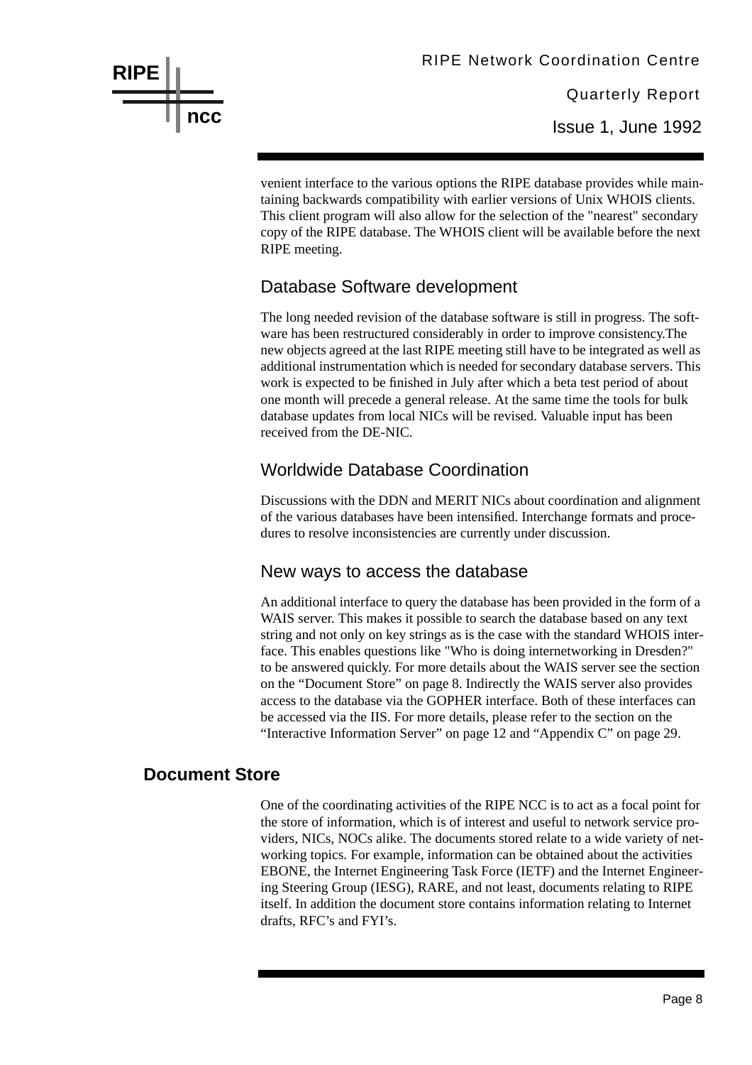venient interface to the various options the RIPE database provides while maintaining backwards compatibility with earlier versions of Unix WHOIS clients. This client program will also allow for the selection of the "nearest" secondary copy of the RIPE database. The WHOIS client will be available before the next RIPE meeting.

### Database Software development

The long needed revision of the database software is still in progress. The software has been restructured considerably in order to improve consistency.The new objects agreed at the last RIPE meeting still have to be integrated as well as additional instrumentation which is needed for secondary database servers. This work is expected to be finished in July after which a beta test period of about one month will precede a general release. At the same time the tools for bulk database updates from local NICs will be revised. Valuable input has been received from the DE-NIC.

### Worldwide Database Coordination

Discussions with the DDN and MERIT NICs about coordination and alignment of the various databases have been intensified. Interchange formats and procedures to resolve inconsistencies are currently under discussion.

### New ways to access the database

An additional interface to query the database has been provided in the form of a WAIS server. This makes it possible to search the database based on any text string and not only on key strings as is the case with the standard WHOIS interface. This enables questions like "Who is doing internetworking in Dresden?" to be answered quickly. For more details about the WAIS server see the section on the “Document Store” on page 8. Indirectly the WAIS server also provides access to the database via the GOPHER interface. Both of these interfaces can be accessed via the IIS. For more details, please refer to the section on the “Interactive Information Server” on page 12 and “Appendix C” on page 29.

## Document Store

One of the coordinating activities of the RIPE NCC is to act as a focal point for the store of information, which is of interest and useful to network service providers, NICs, NOCs alike. The documents stored relate to a wide variety of networking topics. For example, information can be obtained about the activities EBONE, the Internet Engineering Task Force (IETF) and the Internet Engineering Steering Group (IESG), RARE, and not least, documents relating to RIPE itself. In addition the document store contains information relating to Internet drafts, RFC’s and FYI’s.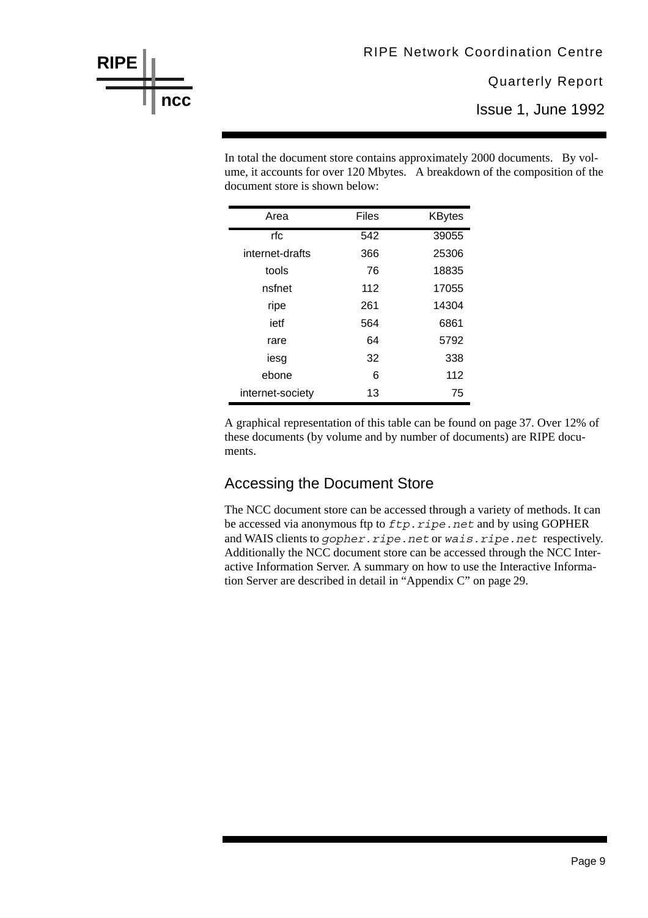In total the document store contains approximately 2000 documents. By volume, it accounts for over 120 Mbytes. A breakdown of the composition of the document store is shown below:

| Area | Files | KBytes |
|---|---|---|
| rfc | 542 | 39055 |
| internet-drafts | 366 | 25306 |
| tools | 76 | 18835 |
| nsfnet | 112 | 17055 |
| ripe | 261 | 14304 |
| ietf | 564 | 6861 |
| rare | 64 | 5792 |
| iesg | 32 | 338 |
| ebone | 6 | 112 |
| internet-society | 13 | 75 |

A graphical representation of this table can be found on page 37. Over 12% of these documents (by volume and by number of documents) are RIPE documents.

## Accessing the Document Store

The NCC document store can be accessed through a variety of methods. It can be accessed via anonymous ftp to *ftp.ripe.net* and by using GOPHER and WAIS clients to *gopher.ripe.net* or *wais.ripe.net* respectively. Additionally the NCC document store can be accessed through the NCC Interactive Information Server. A summary on how to use the Interactive Information Server are described in detail in "Appendix C" on page 29.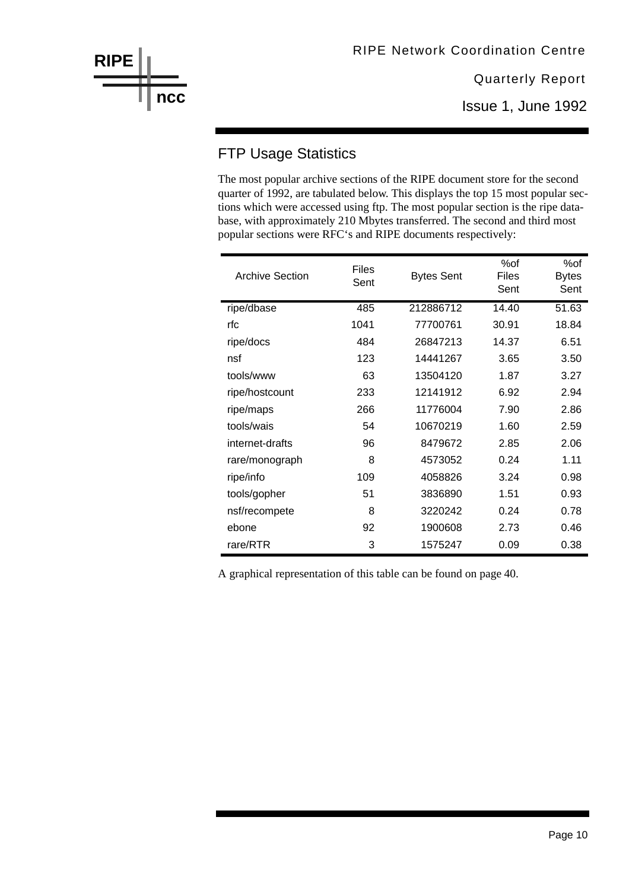## FTP Usage Statistics

The most popular archive sections of the RIPE document store for the second quarter of 1992, are tabulated below. This displays the top 15 most popular sections which were accessed using ftp. The most popular section is the ripe database, with approximately 210 Mbytes transferred. The second and third most popular sections were RFC‘s and RIPE documents respectively:

| Archive Section | Files Sent | Bytes Sent | %of Files Sent | %of Bytes Sent |
|---|---|---|---|---|
| ripe/dbase | 485 | 212886712 | 14.40 | 51.63 |
| rfc | 1041 | 77700761 | 30.91 | 18.84 |
| ripe/docs | 484 | 26847213 | 14.37 | 6.51 |
| nsf | 123 | 14441267 | 3.65 | 3.50 |
| tools/www | 63 | 13504120 | 1.87 | 3.27 |
| ripe/hostcount | 233 | 12141912 | 6.92 | 2.94 |
| ripe/maps | 266 | 11776004 | 7.90 | 2.86 |
| tools/wais | 54 | 10670219 | 1.60 | 2.59 |
| internet-drafts | 96 | 8479672 | 2.85 | 2.06 |
| rare/monograph | 8 | 4573052 | 0.24 | 1.11 |
| ripe/info | 109 | 4058826 | 3.24 | 0.98 |
| tools/gopher | 51 | 3836890 | 1.51 | 0.93 |
| nsf/recompete | 8 | 3220242 | 0.24 | 0.78 |
| ebone | 92 | 1900608 | 2.73 | 0.46 |
| rare/RTR | 3 | 1575247 | 0.09 | 0.38 |

A graphical representation of this table can be found on page 40.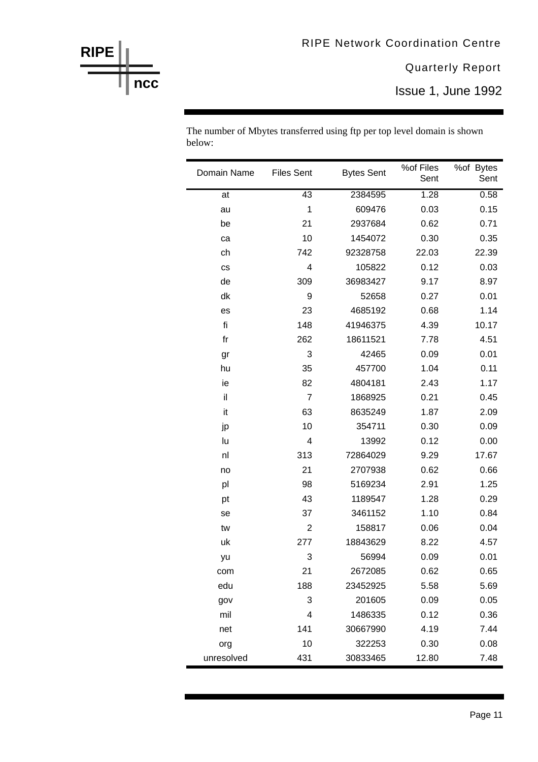The number of Mbytes transferred using ftp per top level domain is shown below:

| Domain Name | Files Sent | Bytes Sent | %of Files Sent | %of Bytes Sent |
|---|---|---|---|---|
| at | 43 | 2384595 | 1.28 | 0.58 |
| au | 1 | 609476 | 0.03 | 0.15 |
| be | 21 | 2937684 | 0.62 | 0.71 |
| ca | 10 | 1454072 | 0.30 | 0.35 |
| ch | 742 | 92328758 | 22.03 | 22.39 |
| cs | 4 | 105822 | 0.12 | 0.03 |
| de | 309 | 36983427 | 9.17 | 8.97 |
| dk | 9 | 52658 | 0.27 | 0.01 |
| es | 23 | 4685192 | 0.68 | 1.14 |
| fi | 148 | 41946375 | 4.39 | 10.17 |
| fr | 262 | 18611521 | 7.78 | 4.51 |
| gr | 3 | 42465 | 0.09 | 0.01 |
| hu | 35 | 457700 | 1.04 | 0.11 |
| ie | 82 | 4804181 | 2.43 | 1.17 |
| il | 7 | 1868925 | 0.21 | 0.45 |
| it | 63 | 8635249 | 1.87 | 2.09 |
| jp | 10 | 354711 | 0.30 | 0.09 |
| lu | 4 | 13992 | 0.12 | 0.00 |
| nl | 313 | 72864029 | 9.29 | 17.67 |
| no | 21 | 2707938 | 0.62 | 0.66 |
| pl | 98 | 5169234 | 2.91 | 1.25 |
| pt | 43 | 1189547 | 1.28 | 0.29 |
| se | 37 | 3461152 | 1.10 | 0.84 |
| tw | 2 | 158817 | 0.06 | 0.04 |
| uk | 277 | 18843629 | 8.22 | 4.57 |
| yu | 3 | 56994 | 0.09 | 0.01 |
| com | 21 | 2672085 | 0.62 | 0.65 |
| edu | 188 | 23452925 | 5.58 | 5.69 |
| gov | 3 | 201605 | 0.09 | 0.05 |
| mil | 4 | 1486335 | 0.12 | 0.36 |
| net | 141 | 30667990 | 4.19 | 7.44 |
| org | 10 | 322253 | 0.30 | 0.08 |
| unresolved | 431 | 30833465 | 12.80 | 7.48 |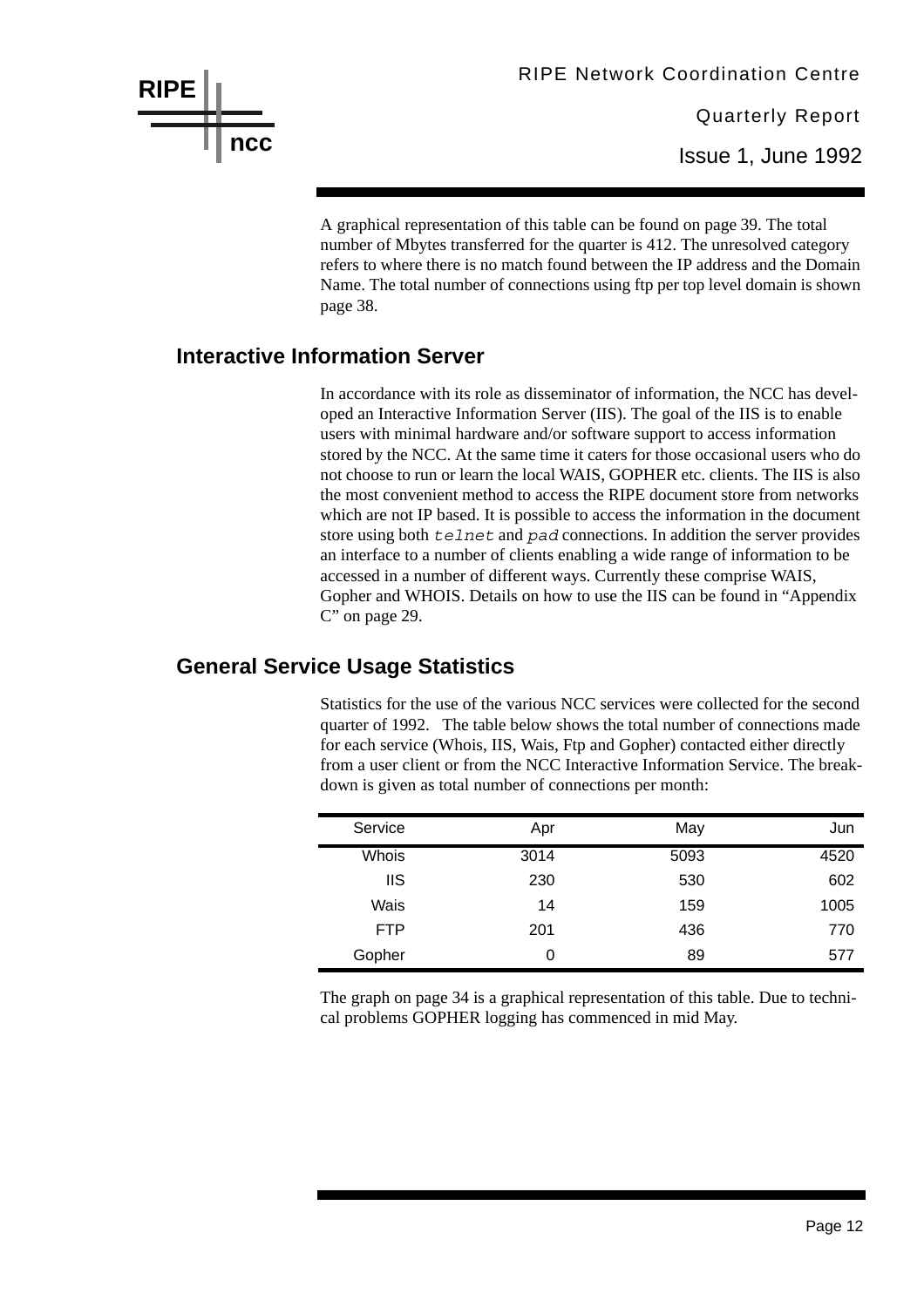A graphical representation of this table can be found on page 39. The total number of Mbytes transferred for the quarter is 412. The unresolved category refers to where there is no match found between the IP address and the Domain Name. The total number of connections using ftp per top level domain is shown page 38.

## Interactive Information Server

In accordance with its role as disseminator of information, the NCC has developed an Interactive Information Server (IIS). The goal of the IIS is to enable users with minimal hardware and/or software support to access information stored by the NCC. At the same time it caters for those occasional users who do not choose to run or learn the local WAIS, GOPHER etc. clients. The IIS is also the most convenient method to access the RIPE document store from networks which are not IP based. It is possible to access the information in the document store using both `telnet` and `pad` connections. In addition the server provides an interface to a number of clients enabling a wide range of information to be accessed in a number of different ways. Currently these comprise WAIS, Gopher and WHOIS. Details on how to use the IIS can be found in “Appendix C” on page 29.

## General Service Usage Statistics

Statistics for the use of the various NCC services were collected for the second quarter of 1992. The table below shows the total number of connections made for each service (Whois, IIS, Wais, Ftp and Gopher) contacted either directly from a user client or from the NCC Interactive Information Service. The breakdown is given as total number of connections per month:

| Service | Apr | May | Jun |
|---:|---:|---:|---:|
| Whois | 3014 | 5093 | 4520 |
| IIS | 230 | 530 | 602 |
| Wais | 14 | 159 | 1005 |
| FTP | 201 | 436 | 770 |
| Gopher | 0 | 89 | 577 |

The graph on page 34 is a graphical representation of this table. Due to technical problems GOPHER logging has commenced in mid May.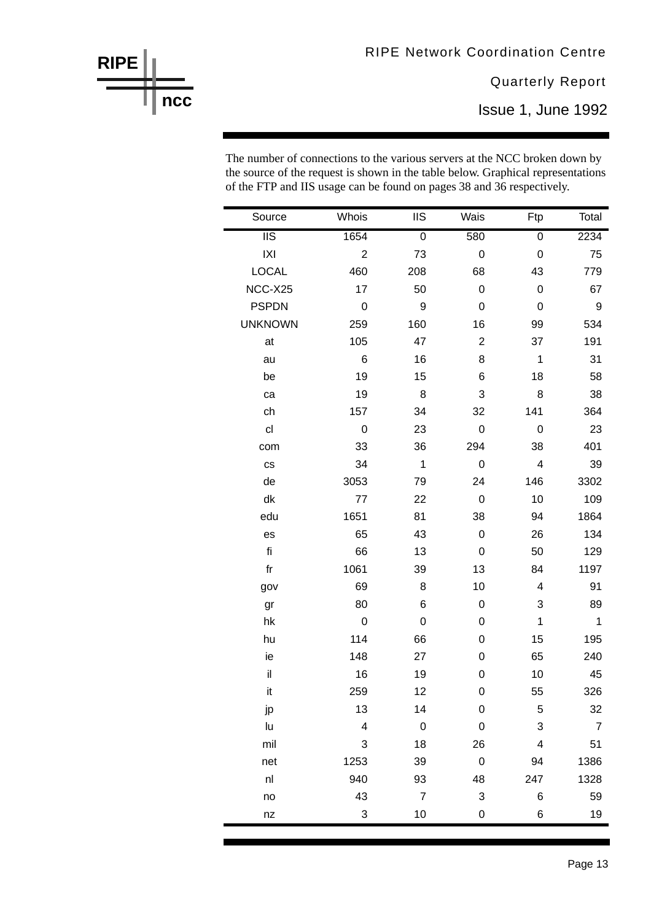The number of connections to the various servers at the NCC broken down by the source of the request is shown in the table below. Graphical representations of the FTP and IIS usage can be found on pages 38 and 36 respectively.

| Source | Whois | IIS | Wais | Ftp | Total |
|---|---|---|---|---|---|
| IIS | 1654 | 0 | 580 | 0 | 2234 |
| IXI | 2 | 73 | 0 | 0 | 75 |
| LOCAL | 460 | 208 | 68 | 43 | 779 |
| NCC-X25 | 17 | 50 | 0 | 0 | 67 |
| PSPDN | 0 | 9 | 0 | 0 | 9 |
| UNKNOWN | 259 | 160 | 16 | 99 | 534 |
| at | 105 | 47 | 2 | 37 | 191 |
| au | 6 | 16 | 8 | 1 | 31 |
| be | 19 | 15 | 6 | 18 | 58 |
| ca | 19 | 8 | 3 | 8 | 38 |
| ch | 157 | 34 | 32 | 141 | 364 |
| cl | 0 | 23 | 0 | 0 | 23 |
| com | 33 | 36 | 294 | 38 | 401 |
| cs | 34 | 1 | 0 | 4 | 39 |
| de | 3053 | 79 | 24 | 146 | 3302 |
| dk | 77 | 22 | 0 | 10 | 109 |
| edu | 1651 | 81 | 38 | 94 | 1864 |
| es | 65 | 43 | 0 | 26 | 134 |
| fi | 66 | 13 | 0 | 50 | 129 |
| fr | 1061 | 39 | 13 | 84 | 1197 |
| gov | 69 | 8 | 10 | 4 | 91 |
| gr | 80 | 6 | 0 | 3 | 89 |
| hk | 0 | 0 | 0 | 1 | 1 |
| hu | 114 | 66 | 0 | 15 | 195 |
| ie | 148 | 27 | 0 | 65 | 240 |
| il | 16 | 19 | 0 | 10 | 45 |
| it | 259 | 12 | 0 | 55 | 326 |
| jp | 13 | 14 | 0 | 5 | 32 |
| lu | 4 | 0 | 0 | 3 | 7 |
| mil | 3 | 18 | 26 | 4 | 51 |
| net | 1253 | 39 | 0 | 94 | 1386 |
| nl | 940 | 93 | 48 | 247 | 1328 |
| no | 43 | 7 | 3 | 6 | 59 |
| nz | 3 | 10 | 0 | 6 | 19 |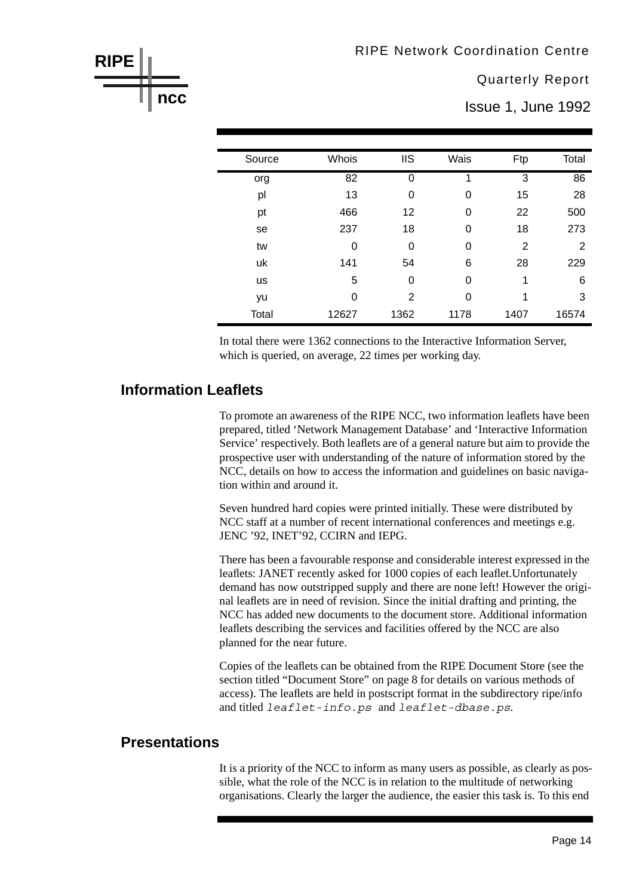| Source | Whois | IIS | Wais | Ftp | Total |
|---|---|---|---|---|---|
| org | 82 | 0 | 1 | 3 | 86 |
| pl | 13 | 0 | 0 | 15 | 28 |
| pt | 466 | 12 | 0 | 22 | 500 |
| se | 237 | 18 | 0 | 18 | 273 |
| tw | 0 | 0 | 0 | 2 | 2 |
| uk | 141 | 54 | 6 | 28 | 229 |
| us | 5 | 0 | 0 | 1 | 6 |
| yu | 0 | 2 | 0 | 1 | 3 |
| Total | 12627 | 1362 | 1178 | 1407 | 16574 |

In total there were 1362 connections to the Interactive Information Server, which is queried, on average, 22 times per working day.

## Information Leaflets

To promote an awareness of the RIPE NCC, two information leaflets have been prepared, titled 'Network Management Database' and 'Interactive Information Service' respectively. Both leaflets are of a general nature but aim to provide the prospective user with understanding of the nature of information stored by the NCC, details on how to access the information and guidelines on basic navigation within and around it.

Seven hundred hard copies were printed initially. These were distributed by NCC staff at a number of recent international conferences and meetings e.g. JENC '92, INET'92, CCIRN and IEPG.

There has been a favourable response and considerable interest expressed in the leaflets: JANET recently asked for 1000 copies of each leaflet.Unfortunately demand has now outstripped supply and there are none left! However the original leaflets are in need of revision. Since the initial drafting and printing, the NCC has added new documents to the document store. Additional information leaflets describing the services and facilities offered by the NCC are also planned for the near future.

Copies of the leaflets can be obtained from the RIPE Document Store (see the section titled "Document Store" on page 8 for details on various methods of access). The leaflets are held in postscript format in the subdirectory ripe/info and titled `leaflet-info.ps` and `leaflet-dbase.ps`.

## Presentations

It is a priority of the NCC to inform as many users as possible, as clearly as possible, what the role of the NCC is in relation to the multitude of networking organisations. Clearly the larger the audience, the easier this task is. To this end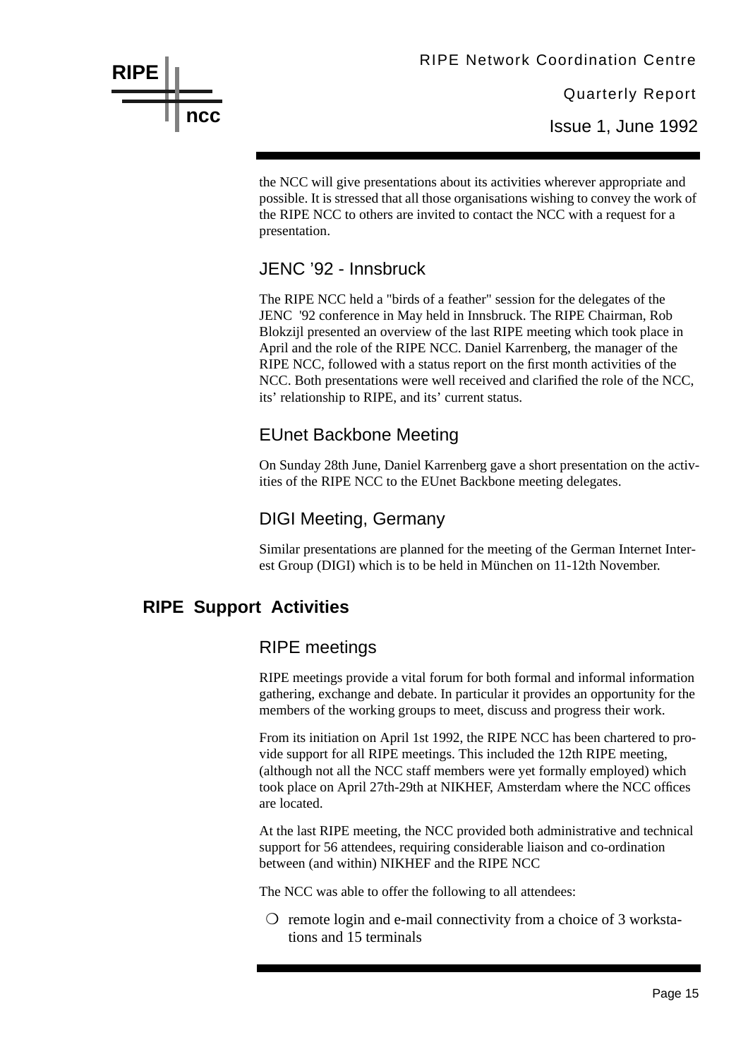the NCC will give presentations about its activities wherever appropriate and possible. It is stressed that all those organisations wishing to convey the work of the RIPE NCC to others are invited to contact the NCC with a request for a presentation.

### JENC '92 - Innsbruck

The RIPE NCC held a "birds of a feather" session for the delegates of the JENC '92 conference in May held in Innsbruck. The RIPE Chairman, Rob Blokzijl presented an overview of the last RIPE meeting which took place in April and the role of the RIPE NCC. Daniel Karrenberg, the manager of the RIPE NCC, followed with a status report on the first month activities of the NCC. Both presentations were well received and clarified the role of the NCC, its' relationship to RIPE, and its' current status.

### EUnet Backbone Meeting

On Sunday 28th June, Daniel Karrenberg gave a short presentation on the activities of the RIPE NCC to the EUnet Backbone meeting delegates.

### DIGI Meeting, Germany

Similar presentations are planned for the meeting of the German Internet Interest Group (DIGI) which is to be held in München on 11-12th November.

## RIPE Support Activities

### RIPE meetings

RIPE meetings provide a vital forum for both formal and informal information gathering, exchange and debate. In particular it provides an opportunity for the members of the working groups to meet, discuss and progress their work.

From its initiation on April 1st 1992, the RIPE NCC has been chartered to provide support for all RIPE meetings. This included the 12th RIPE meeting, (although not all the NCC staff members were yet formally employed) which took place on April 27th-29th at NIKHEF, Amsterdam where the NCC offices are located.

At the last RIPE meeting, the NCC provided both administrative and technical support for 56 attendees, requiring considerable liaison and co-ordination between (and within) NIKHEF and the RIPE NCC

The NCC was able to offer the following to all attendees:

- remote login and e-mail connectivity from a choice of 3 workstations and 15 terminals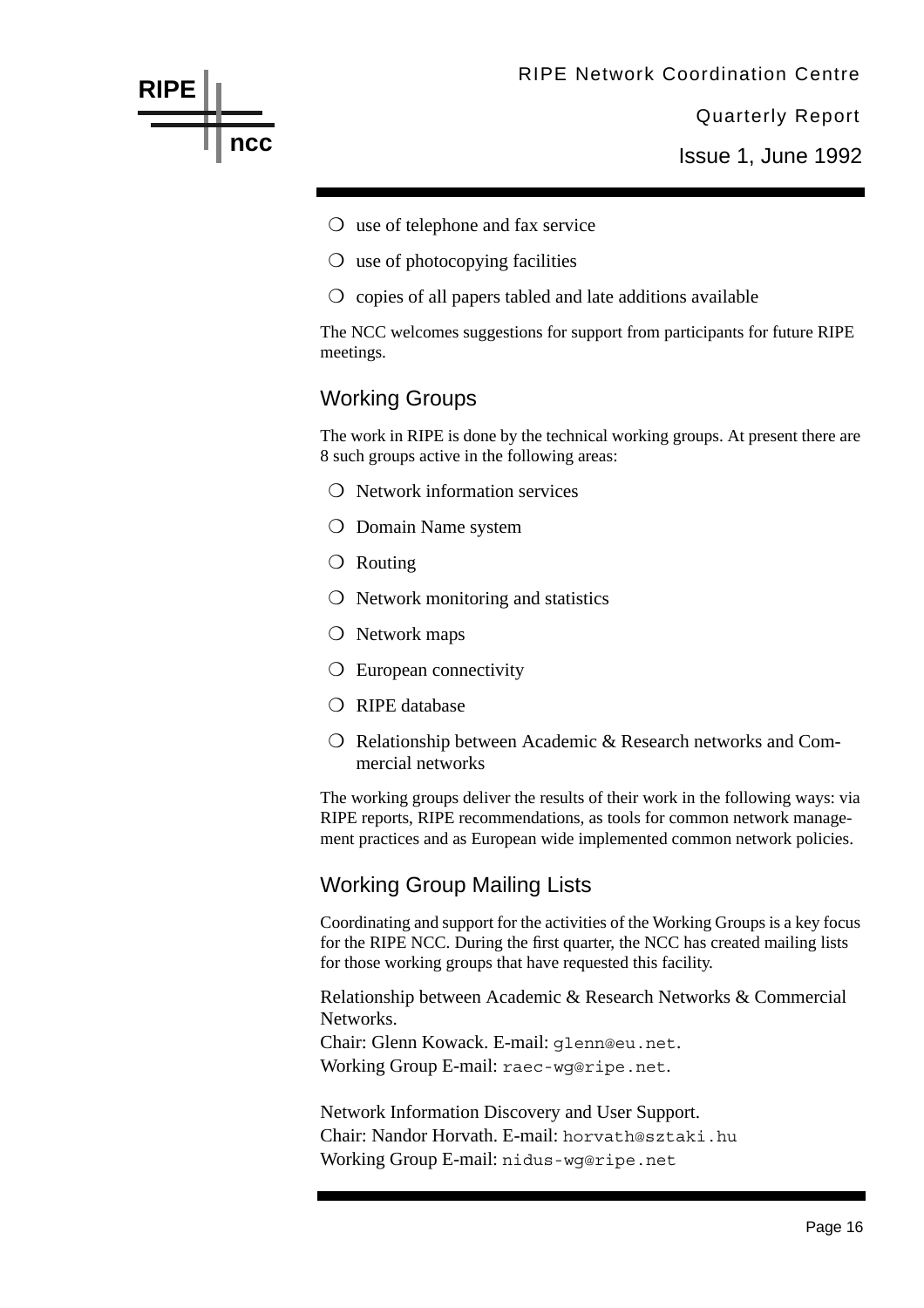- use of telephone and fax service
- use of photocopying facilities
- copies of all papers tabled and late additions available

The NCC welcomes suggestions for support from participants for future RIPE meetings.

## Working Groups

The work in RIPE is done by the technical working groups. At present there are 8 such groups active in the following areas:

- Network information services
- Domain Name system
- Routing
- Network monitoring and statistics
- Network maps
- European connectivity
- RIPE database
- Relationship between Academic & Research networks and Commercial networks

The working groups deliver the results of their work in the following ways: via RIPE reports, RIPE recommendations, as tools for common network management practices and as European wide implemented common network policies.

## Working Group Mailing Lists

Coordinating and support for the activities of the Working Groups is a key focus for the RIPE NCC. During the first quarter, the NCC has created mailing lists for those working groups that have requested this facility.

Relationship between Academic & Research Networks & Commercial Networks.
Chair: Glenn Kowack. E-mail: `glenn@eu.net`.
Working Group E-mail: `raec-wg@ripe.net`.

Network Information Discovery and User Support.
Chair: Nandor Horvath. E-mail: `horvath@sztaki.hu`
Working Group E-mail: `nidus-wg@ripe.net`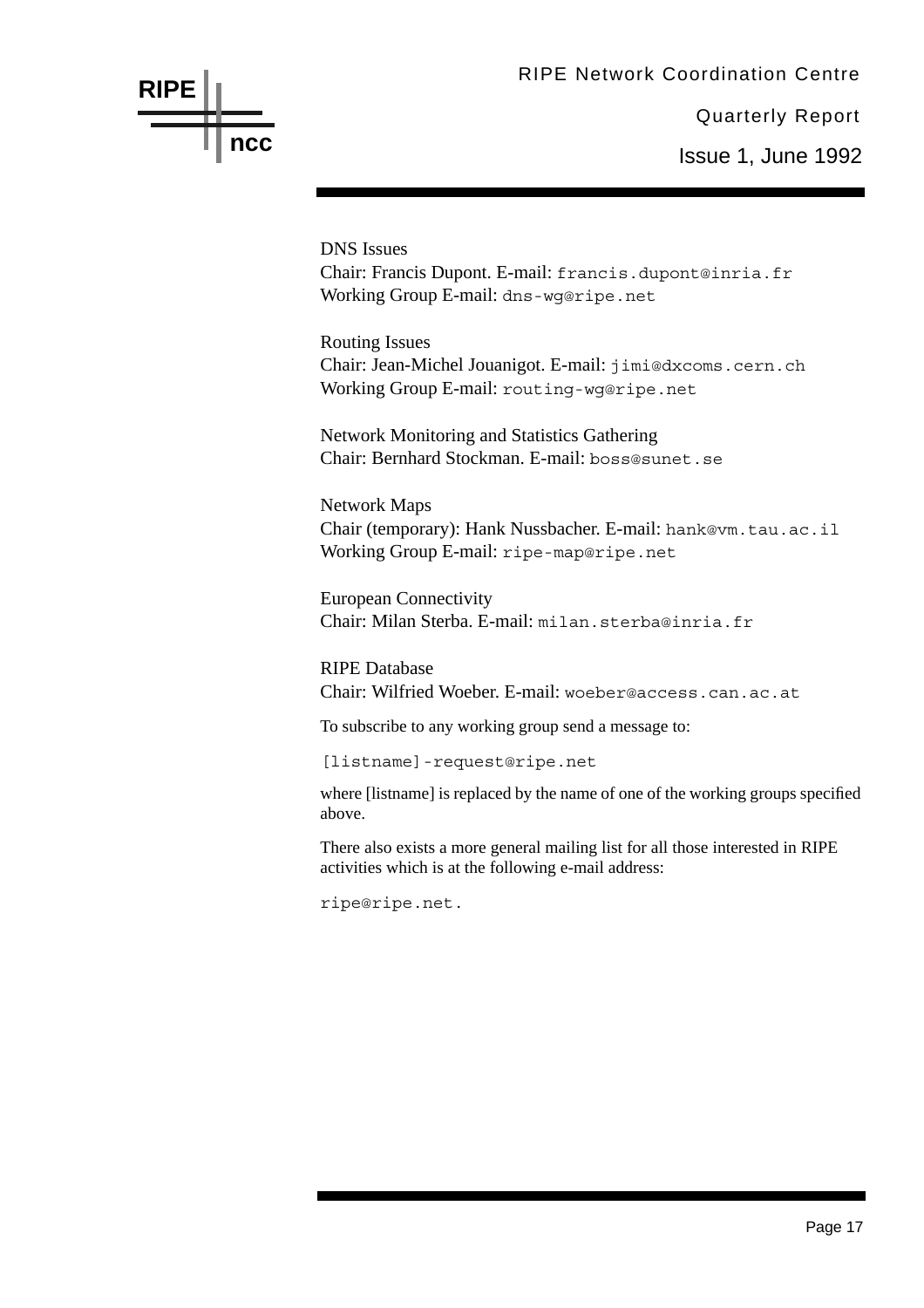DNS Issues
Chair: Francis Dupont. E-mail: `francis.dupont@inria.fr`
Working Group E-mail: `dns-wg@ripe.net`

Routing Issues
Chair: Jean-Michel Jouanigot. E-mail: `jimi@dxcoms.cern.ch`
Working Group E-mail: `routing-wg@ripe.net`

Network Monitoring and Statistics Gathering
Chair: Bernhard Stockman. E-mail: `boss@sunet.se`

Network Maps
Chair (temporary): Hank Nussbacher. E-mail: `hank@vm.tau.ac.il`
Working Group E-mail: `ripe-map@ripe.net`

European Connectivity
Chair: Milan Sterba. E-mail: `milan.sterba@inria.fr`

RIPE Database
Chair: Wilfried Woeber. E-mail: `woeber@access.can.ac.at`

To subscribe to any working group send a message to:

`[listname]-request@ripe.net`

where [listname] is replaced by the name of one of the working groups specified above.

There also exists a more general mailing list for all those interested in RIPE activities which is at the following e-mail address:

`ripe@ripe.net.`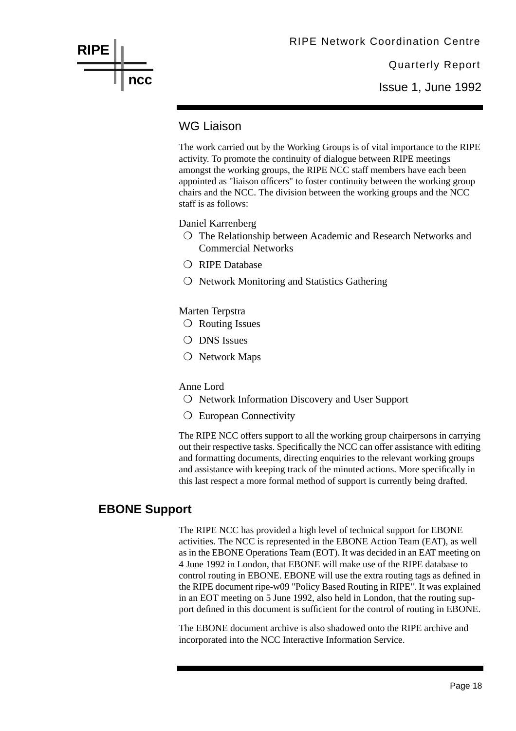## WG Liaison

The work carried out by the Working Groups is of vital importance to the RIPE activity. To promote the continuity of dialogue between RIPE meetings amongst the working groups, the RIPE NCC staff members have each been appointed as "liaison officers" to foster continuity between the working group chairs and the NCC. The division between the working groups and the NCC staff is as follows:

Daniel Karrenberg

- The Relationship between Academic and Research Networks and Commercial Networks
- RIPE Database
- Network Monitoring and Statistics Gathering

Marten Terpstra

- Routing Issues
- DNS Issues
- Network Maps

Anne Lord

- Network Information Discovery and User Support
- European Connectivity

The RIPE NCC offers support to all the working group chairpersons in carrying out their respective tasks. Specifically the NCC can offer assistance with editing and formatting documents, directing enquiries to the relevant working groups and assistance with keeping track of the minuted actions. More specifically in this last respect a more formal method of support is currently being drafted.

# EBONE Support

The RIPE NCC has provided a high level of technical support for EBONE activities. The NCC is represented in the EBONE Action Team (EAT), as well as in the EBONE Operations Team (EOT). It was decided in an EAT meeting on 4 June 1992 in London, that EBONE will make use of the RIPE database to control routing in EBONE. EBONE will use the extra routing tags as defined in the RIPE document ripe-w09 "Policy Based Routing in RIPE". It was explained in an EOT meeting on 5 June 1992, also held in London, that the routing support defined in this document is sufficient for the control of routing in EBONE.

The EBONE document archive is also shadowed onto the RIPE archive and incorporated into the NCC Interactive Information Service.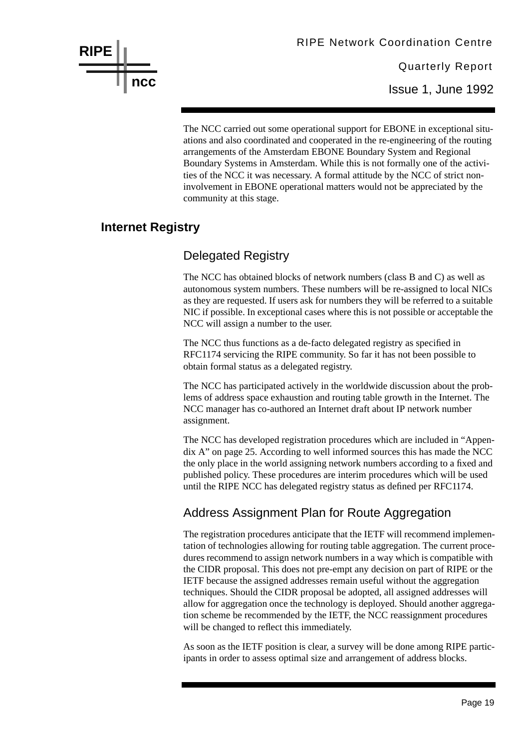The NCC carried out some operational support for EBONE in exceptional situations and also coordinated and cooperated in the re-engineering of the routing arrangements of the Amsterdam EBONE Boundary System and Regional Boundary Systems in Amsterdam. While this is not formally one of the activities of the NCC it was necessary. A formal attitude by the NCC of strict non-involvement in EBONE operational matters would not be appreciated by the community at this stage.

## Internet Registry

### Delegated Registry

The NCC has obtained blocks of network numbers (class B and C) as well as autonomous system numbers. These numbers will be re-assigned to local NICs as they are requested. If users ask for numbers they will be referred to a suitable NIC if possible. In exceptional cases where this is not possible or acceptable the NCC will assign a number to the user.

The NCC thus functions as a de-facto delegated registry as specified in RFC1174 servicing the RIPE community. So far it has not been possible to obtain formal status as a delegated registry.

The NCC has participated actively in the worldwide discussion about the problems of address space exhaustion and routing table growth in the Internet. The NCC manager has co-authored an Internet draft about IP network number assignment.

The NCC has developed registration procedures which are included in "Appendix A" on page 25. According to well informed sources this has made the NCC the only place in the world assigning network numbers according to a fixed and published policy. These procedures are interim procedures which will be used until the RIPE NCC has delegated registry status as defined per RFC1174.

### Address Assignment Plan for Route Aggregation

The registration procedures anticipate that the IETF will recommend implementation of technologies allowing for routing table aggregation. The current procedures recommend to assign network numbers in a way which is compatible with the CIDR proposal. This does not pre-empt any decision on part of RIPE or the IETF because the assigned addresses remain useful without the aggregation techniques. Should the CIDR proposal be adopted, all assigned addresses will allow for aggregation once the technology is deployed. Should another aggregation scheme be recommended by the IETF, the NCC reassignment procedures will be changed to reflect this immediately.

As soon as the IETF position is clear, a survey will be done among RIPE participants in order to assess optimal size and arrangement of address blocks.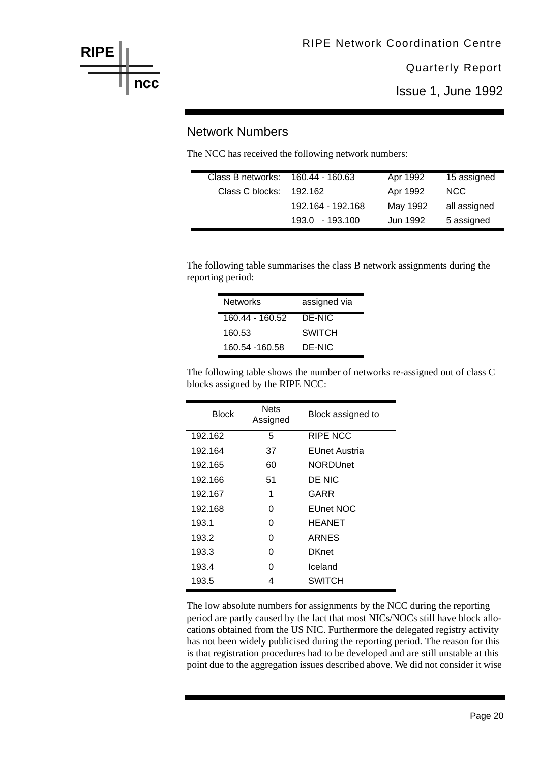## Network Numbers

The NCC has received the following network numbers:

| | | | |
|---|---|---|---|
| Class B networks: | 160.44 - 160.63 | Apr 1992 | 15 assigned |
| Class C blocks: | 192.162 | Apr 1992 | NCC |
| | 192.164 - 192.168 | May 1992 | all assigned |
| | 193.0 - 193.100 | Jun 1992 | 5 assigned |

The following table summarises the class B network assignments during the reporting period:

| Networks | assigned via |
|---|---|
| 160.44 - 160.52 | DE-NIC |
| 160.53 | SWITCH |
| 160.54 -160.58 | DE-NIC |

The following table shows the number of networks re-assigned out of class C blocks assigned by the RIPE NCC:

| Block | Nets Assigned | Block assigned to |
|---|---|---|
| 192.162 | 5 | RIPE NCC |
| 192.164 | 37 | EUnet Austria |
| 192.165 | 60 | NORDUnet |
| 192.166 | 51 | DE NIC |
| 192.167 | 1 | GARR |
| 192.168 | 0 | EUnet NOC |
| 193.1 | 0 | HEANET |
| 193.2 | 0 | ARNES |
| 193.3 | 0 | DKnet |
| 193.4 | 0 | Iceland |
| 193.5 | 4 | SWITCH |

The low absolute numbers for assignments by the NCC during the reporting period are partly caused by the fact that most NICs/NOCs still have block allocations obtained from the US NIC. Furthermore the delegated registry activity has not been widely publicised during the reporting period. The reason for this is that registration procedures had to be developed and are still unstable at this point due to the aggregation issues described above. We did not consider it wise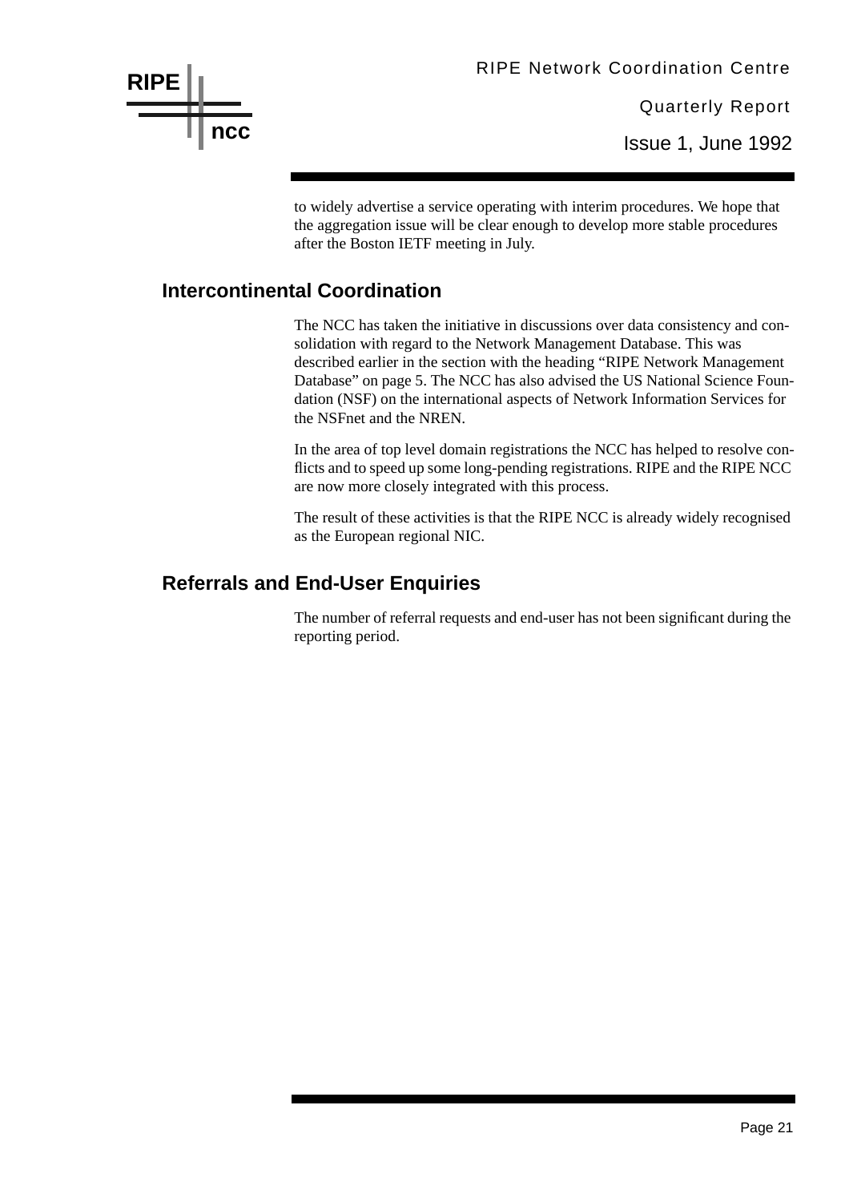to widely advertise a service operating with interim procedures. We hope that the aggregation issue will be clear enough to develop more stable procedures after the Boston IETF meeting in July.

## Intercontinental Coordination

The NCC has taken the initiative in discussions over data consistency and consolidation with regard to the Network Management Database. This was described earlier in the section with the heading “RIPE Network Management Database” on page 5. The NCC has also advised the US National Science Foundation (NSF) on the international aspects of Network Information Services for the NSFnet and the NREN.

In the area of top level domain registrations the NCC has helped to resolve conflicts and to speed up some long-pending registrations. RIPE and the RIPE NCC are now more closely integrated with this process.

The result of these activities is that the RIPE NCC is already widely recognised as the European regional NIC.

## Referrals and End-User Enquiries

The number of referral requests and end-user has not been significant during the reporting period.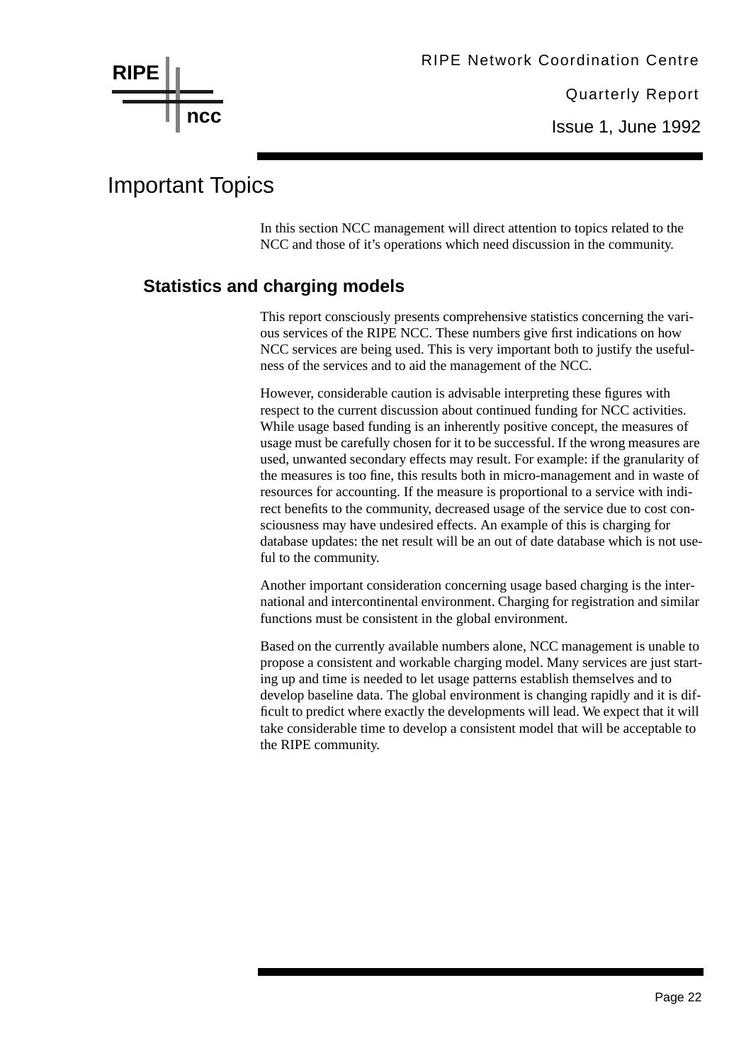# Important Topics

In this section NCC management will direct attention to topics related to the NCC and those of it's operations which need discussion in the community.

## Statistics and charging models

This report consciously presents comprehensive statistics concerning the various services of the RIPE NCC. These numbers give first indications on how NCC services are being used. This is very important both to justify the usefulness of the services and to aid the management of the NCC.

However, considerable caution is advisable interpreting these figures with respect to the current discussion about continued funding for NCC activities. While usage based funding is an inherently positive concept, the measures of usage must be carefully chosen for it to be successful. If the wrong measures are used, unwanted secondary effects may result. For example: if the granularity of the measures is too fine, this results both in micro-management and in waste of resources for accounting. If the measure is proportional to a service with indirect benefits to the community, decreased usage of the service due to cost consciousness may have undesired effects. An example of this is charging for database updates: the net result will be an out of date database which is not useful to the community.

Another important consideration concerning usage based charging is the international and intercontinental environment. Charging for registration and similar functions must be consistent in the global environment.

Based on the currently available numbers alone, NCC management is unable to propose a consistent and workable charging model. Many services are just starting up and time is needed to let usage patterns establish themselves and to develop baseline data. The global environment is changing rapidly and it is difficult to predict where exactly the developments will lead. We expect that it will take considerable time to develop a consistent model that will be acceptable to the RIPE community.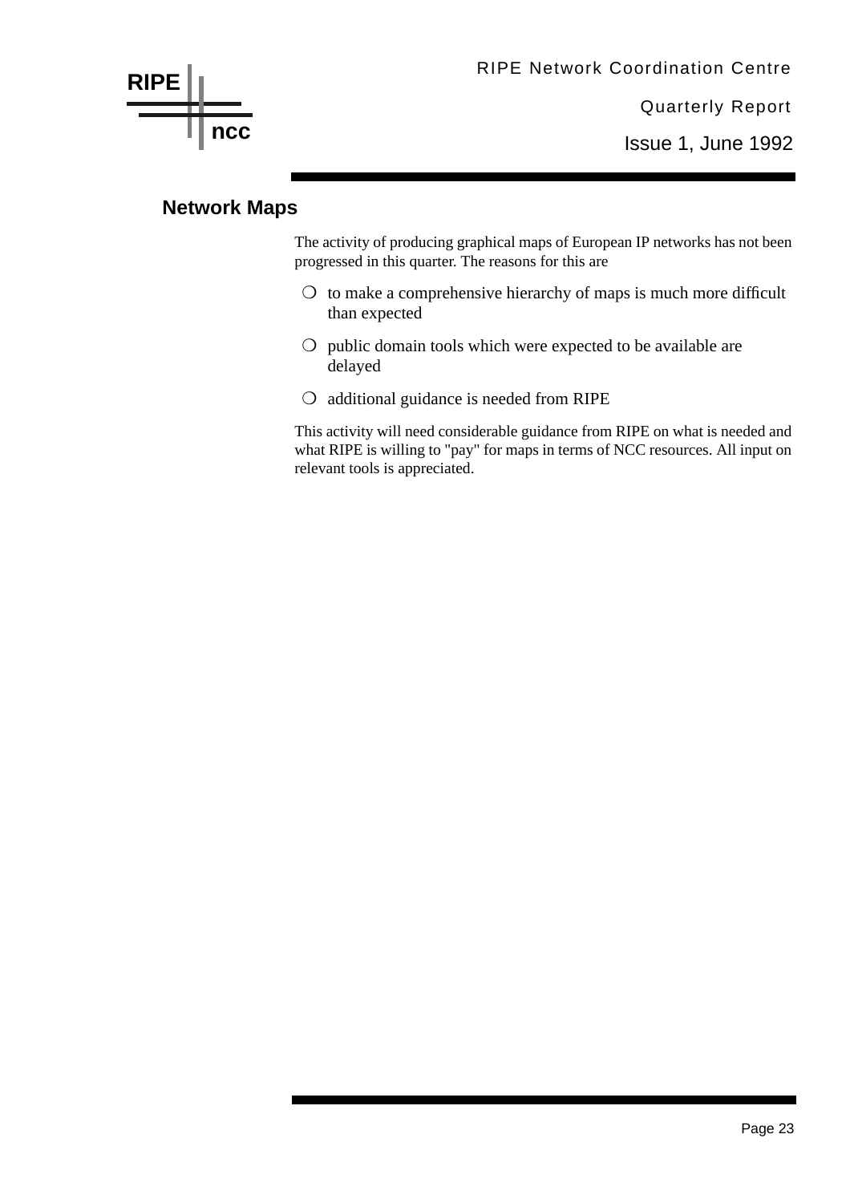## Network Maps

The activity of producing graphical maps of European IP networks has not been progressed in this quarter. The reasons for this are

- to make a comprehensive hierarchy of maps is much more difficult than expected
- public domain tools which were expected to be available are delayed
- additional guidance is needed from RIPE

This activity will need considerable guidance from RIPE on what is needed and what RIPE is willing to "pay" for maps in terms of NCC resources. All input on relevant tools is appreciated.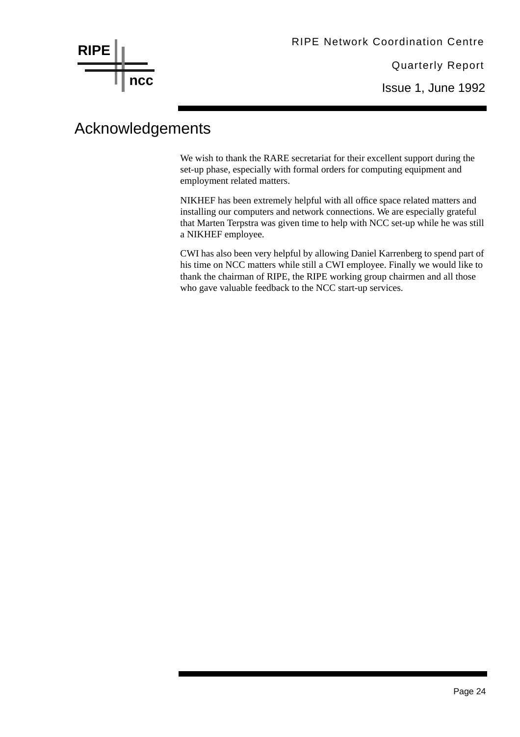# Acknowledgements

We wish to thank the RARE secretariat for their excellent support during the set-up phase, especially with formal orders for computing equipment and employment related matters.

NIKHEF has been extremely helpful with all office space related matters and installing our computers and network connections. We are especially grateful that Marten Terpstra was given time to help with NCC set-up while he was still a NIKHEF employee.

CWI has also been very helpful by allowing Daniel Karrenberg to spend part of his time on NCC matters while still a CWI employee. Finally we would like to thank the chairman of RIPE, the RIPE working group chairmen and all those who gave valuable feedback to the NCC start-up services.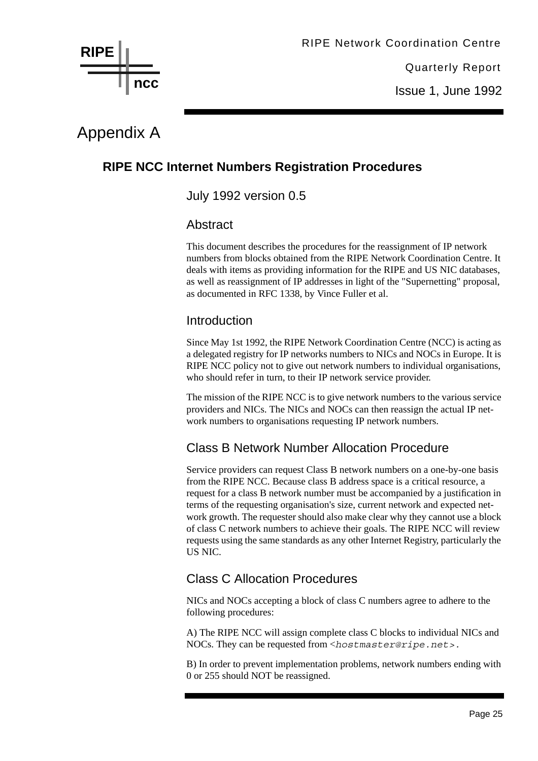# Appendix A

## RIPE NCC Internet Numbers Registration Procedures

July 1992 version 0.5

### Abstract

This document describes the procedures for the reassignment of IP network numbers from blocks obtained from the RIPE Network Coordination Centre. It deals with items as providing information for the RIPE and US NIC databases, as well as reassignment of IP addresses in light of the "Supernetting" proposal, as documented in RFC 1338, by Vince Fuller et al.

### Introduction

Since May 1st 1992, the RIPE Network Coordination Centre (NCC) is acting as a delegated registry for IP networks numbers to NICs and NOCs in Europe. It is RIPE NCC policy not to give out network numbers to individual organisations, who should refer in turn, to their IP network service provider.

The mission of the RIPE NCC is to give network numbers to the various service providers and NICs. The NICs and NOCs can then reassign the actual IP network numbers to organisations requesting IP network numbers.

### Class B Network Number Allocation Procedure

Service providers can request Class B network numbers on a one-by-one basis from the RIPE NCC. Because class B address space is a critical resource, a request for a class B network number must be accompanied by a justification in terms of the requesting organisation's size, current network and expected network growth. The requester should also make clear why they cannot use a block of class C network numbers to achieve their goals. The RIPE NCC will review requests using the same standards as any other Internet Registry, particularly the US NIC.

### Class C Allocation Procedures

NICs and NOCs accepting a block of class C numbers agree to adhere to the following procedures:

A) The RIPE NCC will assign complete class C blocks to individual NICs and NOCs. They can be requested from <*hostmaster@ripe.net*>.

B) In order to prevent implementation problems, network numbers ending with 0 or 255 should NOT be reassigned.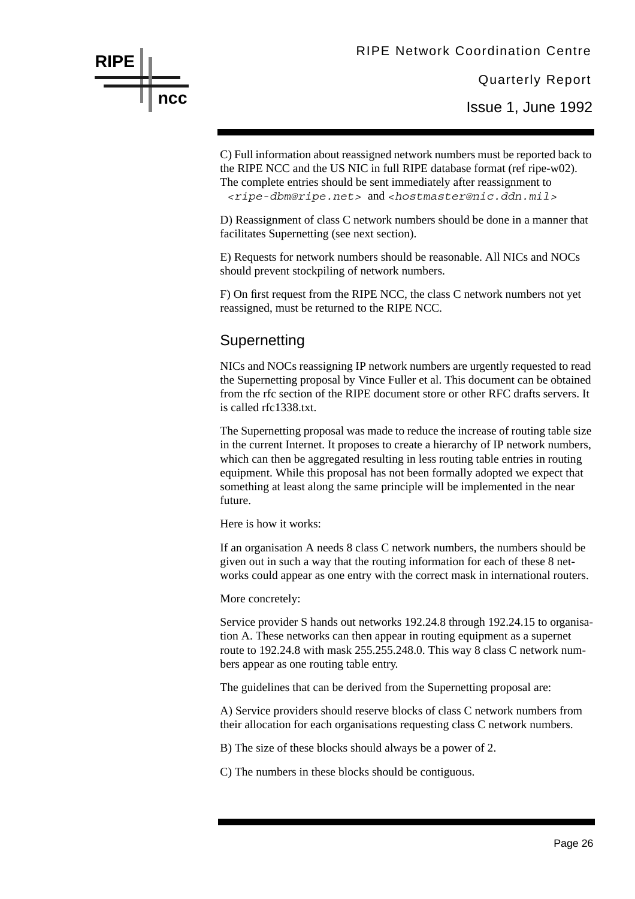C) Full information about reassigned network numbers must be reported back to the RIPE NCC and the US NIC in full RIPE database format (ref ripe-w02). The complete entries should be sent immediately after reassignment to `<ripe-dbm@ripe.net>` and `<hostmaster@nic.ddn.mil>`

D) Reassignment of class C network numbers should be done in a manner that facilitates Supernetting (see next section).

E) Requests for network numbers should be reasonable. All NICs and NOCs should prevent stockpiling of network numbers.

F) On first request from the RIPE NCC, the class C network numbers not yet reassigned, must be returned to the RIPE NCC.

## Supernetting

NICs and NOCs reassigning IP network numbers are urgently requested to read the Supernetting proposal by Vince Fuller et al. This document can be obtained from the rfc section of the RIPE document store or other RFC drafts servers. It is called rfc1338.txt.

The Supernetting proposal was made to reduce the increase of routing table size in the current Internet. It proposes to create a hierarchy of IP network numbers, which can then be aggregated resulting in less routing table entries in routing equipment. While this proposal has not been formally adopted we expect that something at least along the same principle will be implemented in the near future.

Here is how it works:

If an organisation A needs 8 class C network numbers, the numbers should be given out in such a way that the routing information for each of these 8 networks could appear as one entry with the correct mask in international routers.

More concretely:

Service provider S hands out networks 192.24.8 through 192.24.15 to organisation A. These networks can then appear in routing equipment as a supernet route to 192.24.8 with mask 255.255.248.0. This way 8 class C network numbers appear as one routing table entry.

The guidelines that can be derived from the Supernetting proposal are:

A) Service providers should reserve blocks of class C network numbers from their allocation for each organisations requesting class C network numbers.

B) The size of these blocks should always be a power of 2.

C) The numbers in these blocks should be contiguous.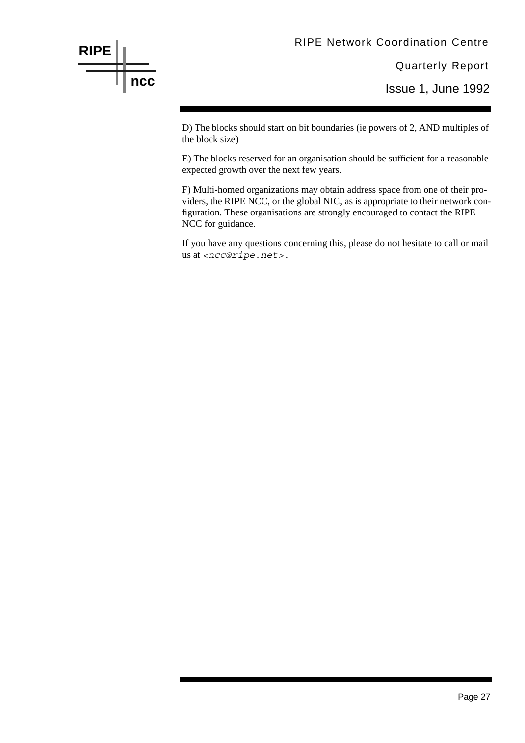D) The blocks should start on bit boundaries (ie powers of 2, AND multiples of the block size)

E) The blocks reserved for an organisation should be sufficient for a reasonable expected growth over the next few years.

F) Multi-homed organizations may obtain address space from one of their providers, the RIPE NCC, or the global NIC, as is appropriate to their network configuration. These organisations are strongly encouraged to contact the RIPE NCC for guidance.

If you have any questions concerning this, please do not hesitate to call or mail us at `<ncc@ripe.net>.`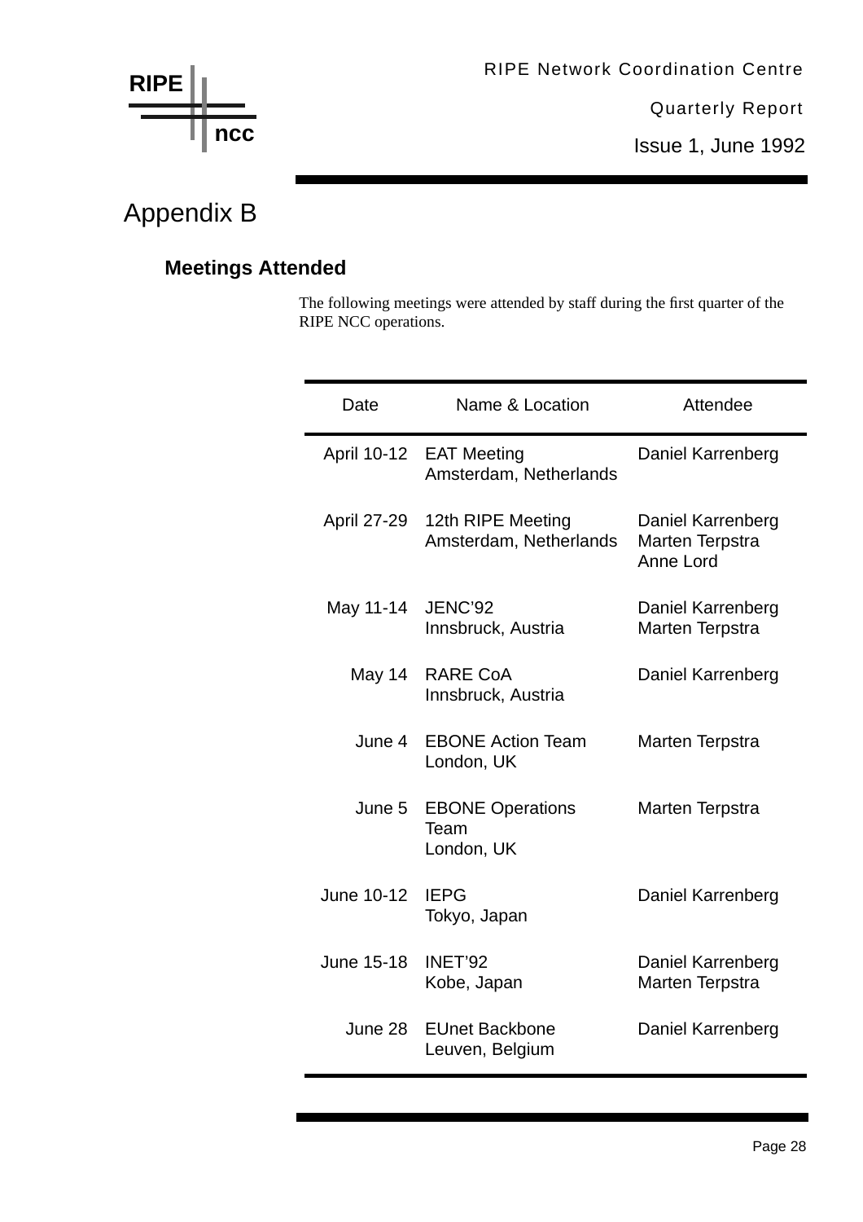# Appendix B

## Meetings Attended

The following meetings were attended by staff during the first quarter of the RIPE NCC operations.

| Date | Name & Location | Attendee |
|---|---|---|
| April 10-12 | EAT Meeting<br>Amsterdam, Netherlands | Daniel Karrenberg |
| April 27-29 | 12th RIPE Meeting<br>Amsterdam, Netherlands | Daniel Karrenberg<br>Marten Terpstra<br>Anne Lord |
| May 11-14 | JENC'92<br>Innsbruck, Austria | Daniel Karrenberg<br>Marten Terpstra |
| May 14 | RARE CoA<br>Innsbruck, Austria | Daniel Karrenberg |
| June 4 | EBONE Action Team<br>London, UK | Marten Terpstra |
| June 5 | EBONE Operations Team<br>London, UK | Marten Terpstra |
| June 10-12 | IEPG<br>Tokyo, Japan | Daniel Karrenberg |
| June 15-18 | INET'92<br>Kobe, Japan | Daniel Karrenberg<br>Marten Terpstra |
| June 28 | EUnet Backbone<br>Leuven, Belgium | Daniel Karrenberg |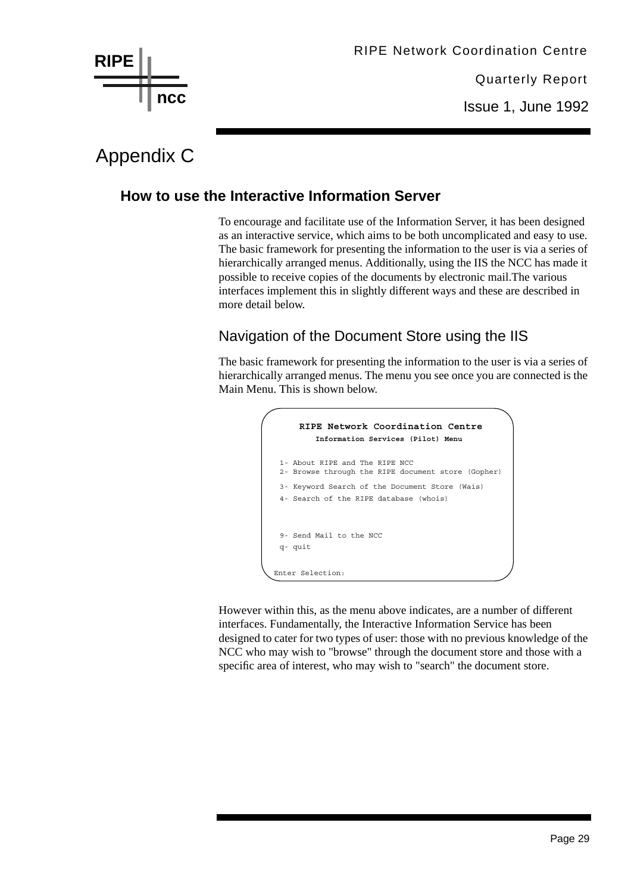# Appendix C

## How to use the Interactive Information Server

To encourage and facilitate use of the Information Server, it has been designed as an interactive service, which aims to be both uncomplicated and easy to use. The basic framework for presenting the information to the user is via a series of hierarchically arranged menus. Additionally, using the IIS the NCC has made it possible to receive copies of the documents by electronic mail.The various interfaces implement this in slightly different ways and these are described in more detail below.

### Navigation of the Document Store using the IIS

The basic framework for presenting the information to the user is via a series of hierarchically arranged menus. The menu you see once you are connected is the Main Menu. This is shown below.

```
        RIPE Network Coordination Centre
          Information Services (Pilot) Menu

  1- About RIPE and The RIPE NCC
  2- Browse through the RIPE document store (Gopher)
  3- Keyword Search of the Document Store (Wais)
  4- Search of the RIPE database (whois)



  9- Send Mail to the NCC
  q- quit

Enter Selection:
```

However within this, as the menu above indicates, are a number of different interfaces. Fundamentally, the Interactive Information Service has been designed to cater for two types of user: those with no previous knowledge of the NCC who may wish to "browse" through the document store and those with a specific area of interest, who may wish to "search" the document store.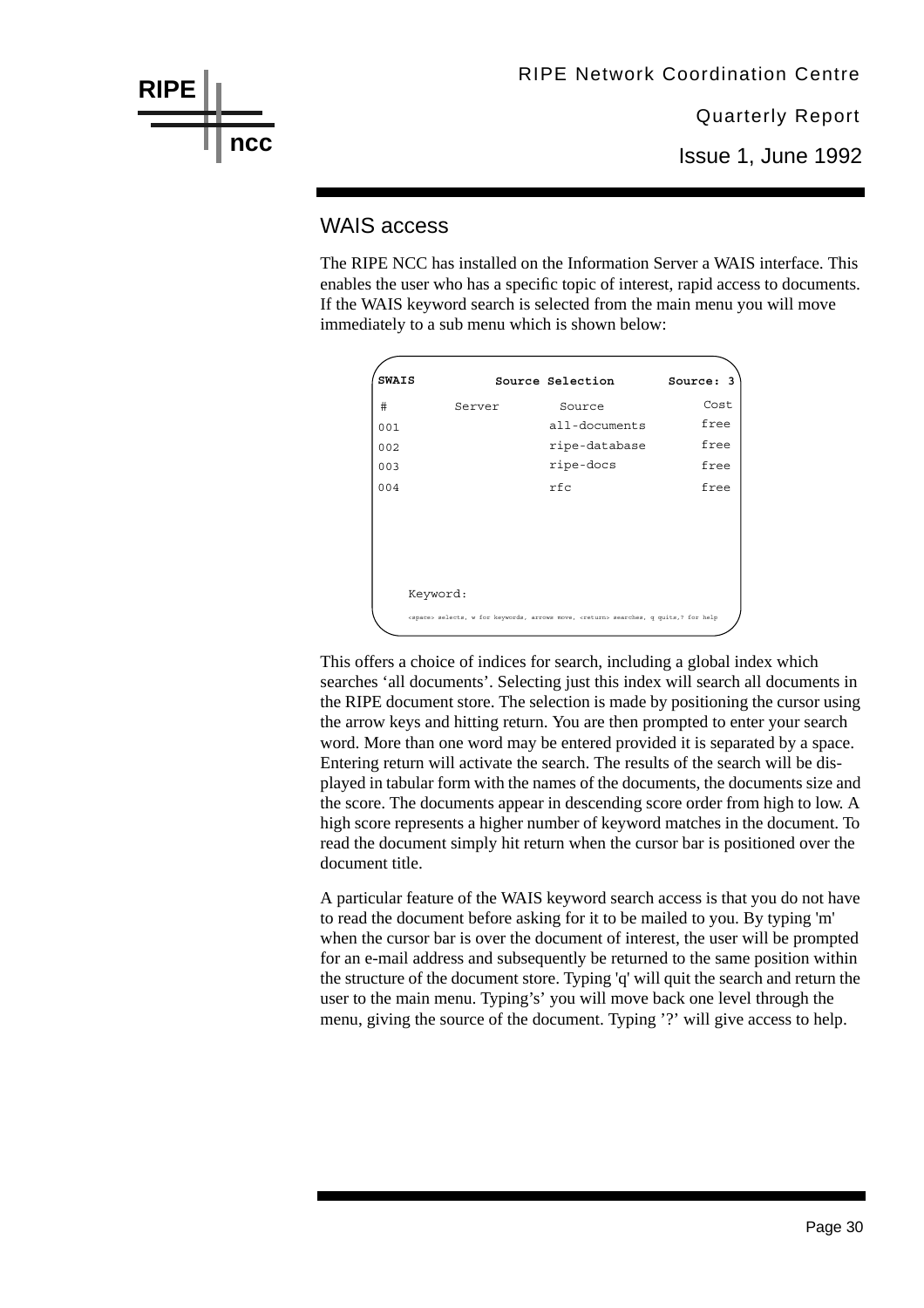## WAIS access

The RIPE NCC has installed on the Information Server a WAIS interface. This enables the user who has a specific topic of interest, rapid access to documents. If the WAIS keyword search is selected from the main menu you will move immediately to a sub menu which is shown below:

```
SWAIS              Source Selection        Source: 3
#        Server       Source              Cost
001                   all-documents       free
002                   ripe-database       free
003                   ripe-docs           free
004                   rfc                 free




    Keyword:
    <space> selects, w for keywords, arrows move, <return> searches, q quits,? for help
```

This offers a choice of indices for search, including a global index which searches ‘all documents’. Selecting just this index will search all documents in the RIPE document store. The selection is made by positioning the cursor using the arrow keys and hitting return. You are then prompted to enter your search word. More than one word may be entered provided it is separated by a space. Entering return will activate the search. The results of the search will be displayed in tabular form with the names of the documents, the documents size and the score. The documents appear in descending score order from high to low. A high score represents a higher number of keyword matches in the document. To read the document simply hit return when the cursor bar is positioned over the document title.

A particular feature of the WAIS keyword search access is that you do not have to read the document before asking for it to be mailed to you. By typing 'm' when the cursor bar is over the document of interest, the user will be prompted for an e-mail address and subsequently be returned to the same position within the structure of the document store. Typing 'q' will quit the search and return the user to the main menu. Typing’s’ you will move back one level through the menu, giving the source of the document. Typing ’?’ will give access to help.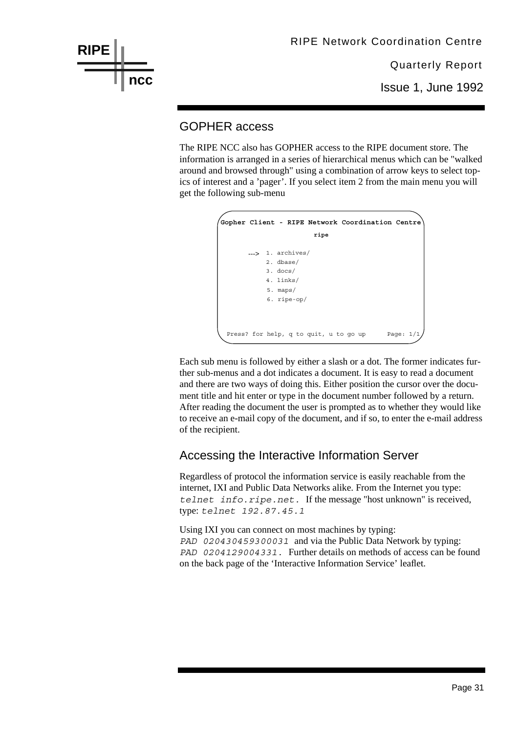## GOPHER access

The RIPE NCC also has GOPHER access to the RIPE document store. The information is arranged in a series of hierarchical menus which can be "walked around and browsed through" using a combination of arrow keys to select topics of interest and a 'pager'. If you select item 2 from the main menu you will get the following sub-menu

```
Gopher Client - RIPE Network Coordination Centre
                      ripe

     ---> 1. archives/
          2. dbase/
          3. docs/
          4. links/
          5. maps/
          6. ripe-op/



 Press? for help, q to quit, u to go up      Page: 1/1
```

Each sub menu is followed by either a slash or a dot. The former indicates further sub-menus and a dot indicates a document. It is easy to read a document and there are two ways of doing this. Either position the cursor over the document title and hit enter or type in the document number followed by a return. After reading the document the user is prompted as to whether they would like to receive an e-mail copy of the document, and if so, to enter the e-mail address of the recipient.

## Accessing the Interactive Information Server

Regardless of protocol the information service is easily reachable from the internet, IXI and Public Data Networks alike. From the Internet you type: `telnet info.ripe.net.` If the message "host unknown" is received, type: `telnet 192.87.45.1`

Using IXI you can connect on most machines by typing: `PAD 020430459300031` and via the Public Data Network by typing: `PAD 0204129004331.` Further details on methods of access can be found on the back page of the 'Interactive Information Service' leaflet.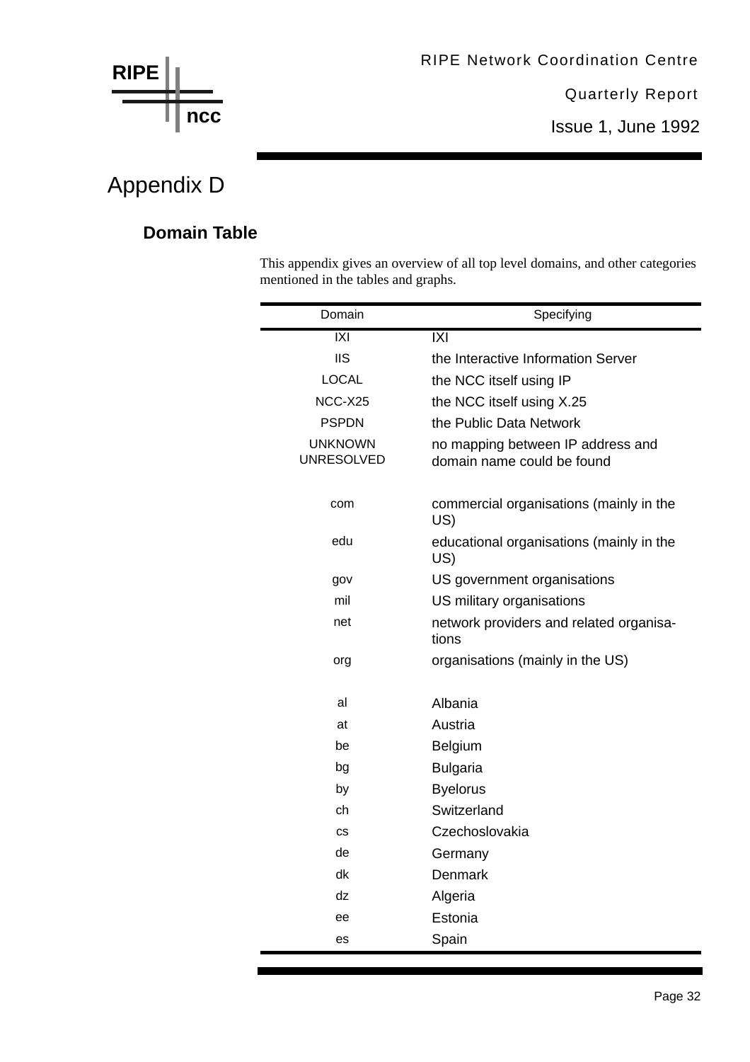# Appendix D

## Domain Table

This appendix gives an overview of all top level domains, and other categories mentioned in the tables and graphs.

| Domain | Specifying |
|---|---|
| IXI | IXI |
| IIS | the Interactive Information Server |
| LOCAL | the NCC itself using IP |
| NCC-X25 | the NCC itself using X.25 |
| PSPDN | the Public Data Network |
| UNKNOWN UNRESOLVED | no mapping between IP address and domain name could be found |
| | |
| com | commercial organisations (mainly in the US) |
| edu | educational organisations (mainly in the US) |
| gov | US government organisations |
| mil | US military organisations |
| net | network providers and related organisa-tions |
| org | organisations (mainly in the US) |
| | |
| al | Albania |
| at | Austria |
| be | Belgium |
| bg | Bulgaria |
| by | Byelorus |
| ch | Switzerland |
| cs | Czechoslovakia |
| de | Germany |
| dk | Denmark |
| dz | Algeria |
| ee | Estonia |
| es | Spain |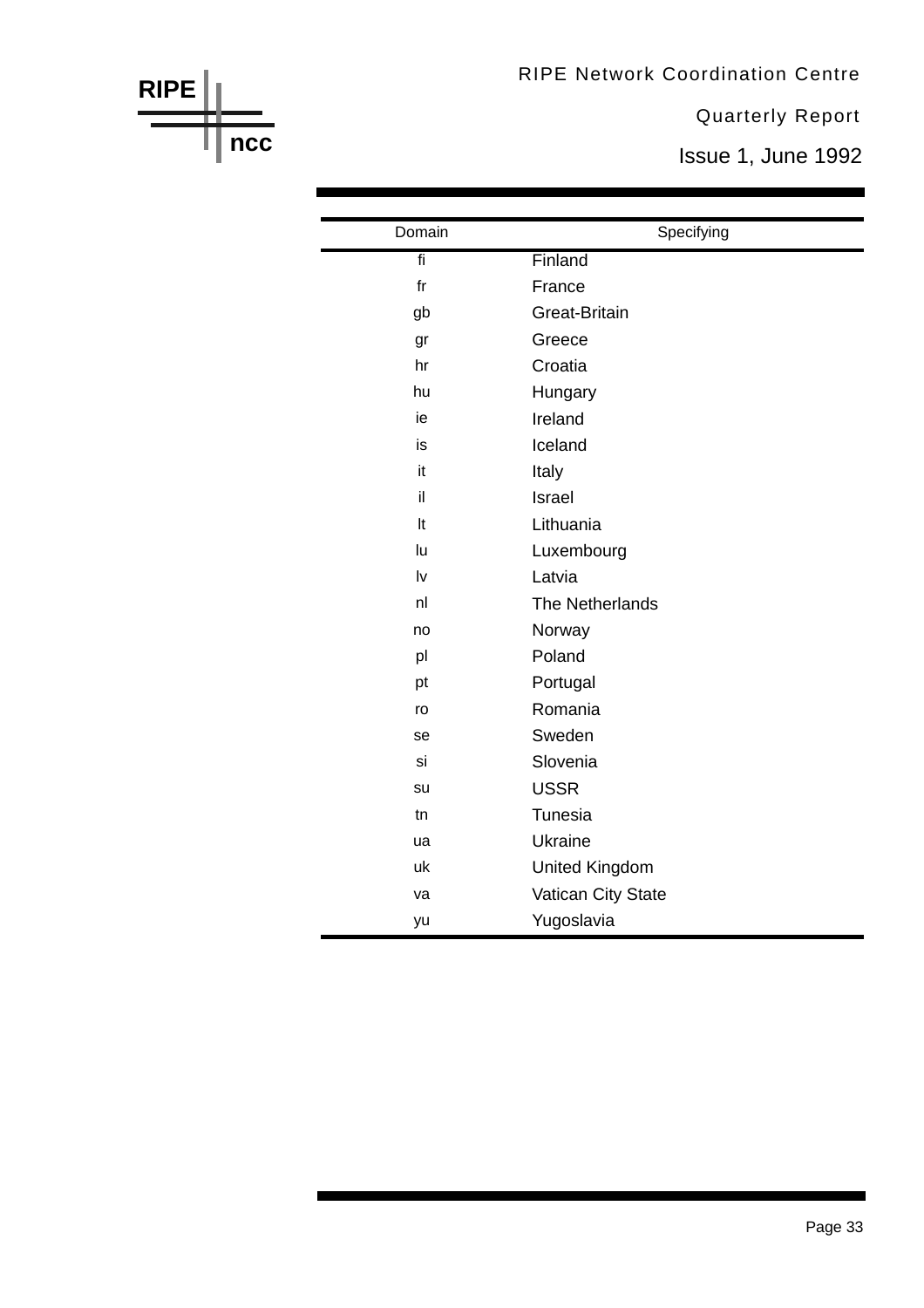| Domain | Specifying |
|---|---|
| fi | Finland |
| fr | France |
| gb | Great-Britain |
| gr | Greece |
| hr | Croatia |
| hu | Hungary |
| ie | Ireland |
| is | Iceland |
| it | Italy |
| il | Israel |
| lt | Lithuania |
| lu | Luxembourg |
| lv | Latvia |
| nl | The Netherlands |
| no | Norway |
| pl | Poland |
| pt | Portugal |
| ro | Romania |
| se | Sweden |
| si | Slovenia |
| su | USSR |
| tn | Tunesia |
| ua | Ukraine |
| uk | United Kingdom |
| va | Vatican City State |
| yu | Yugoslavia |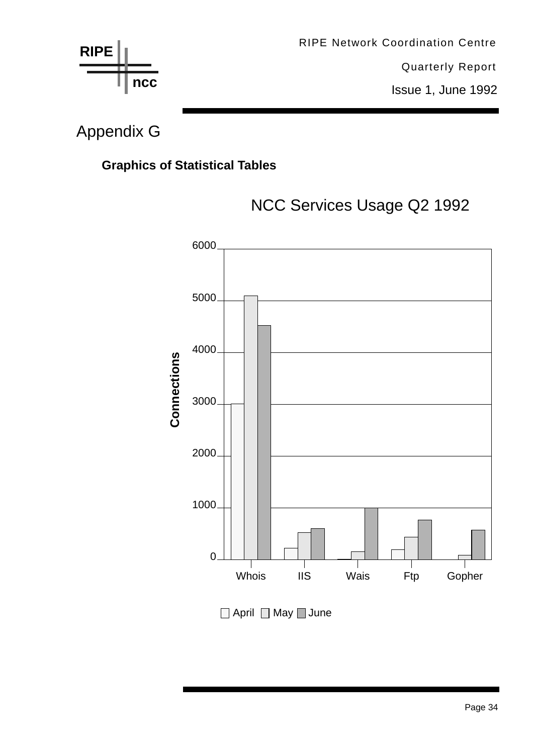# Appendix G

### Graphics of Statistical Tables

NCC Services Usage Q2 1992

Connections

6000
5000
4000
3000
2000
1000
0

Whois IIS Wais Ftp Gopher

April May June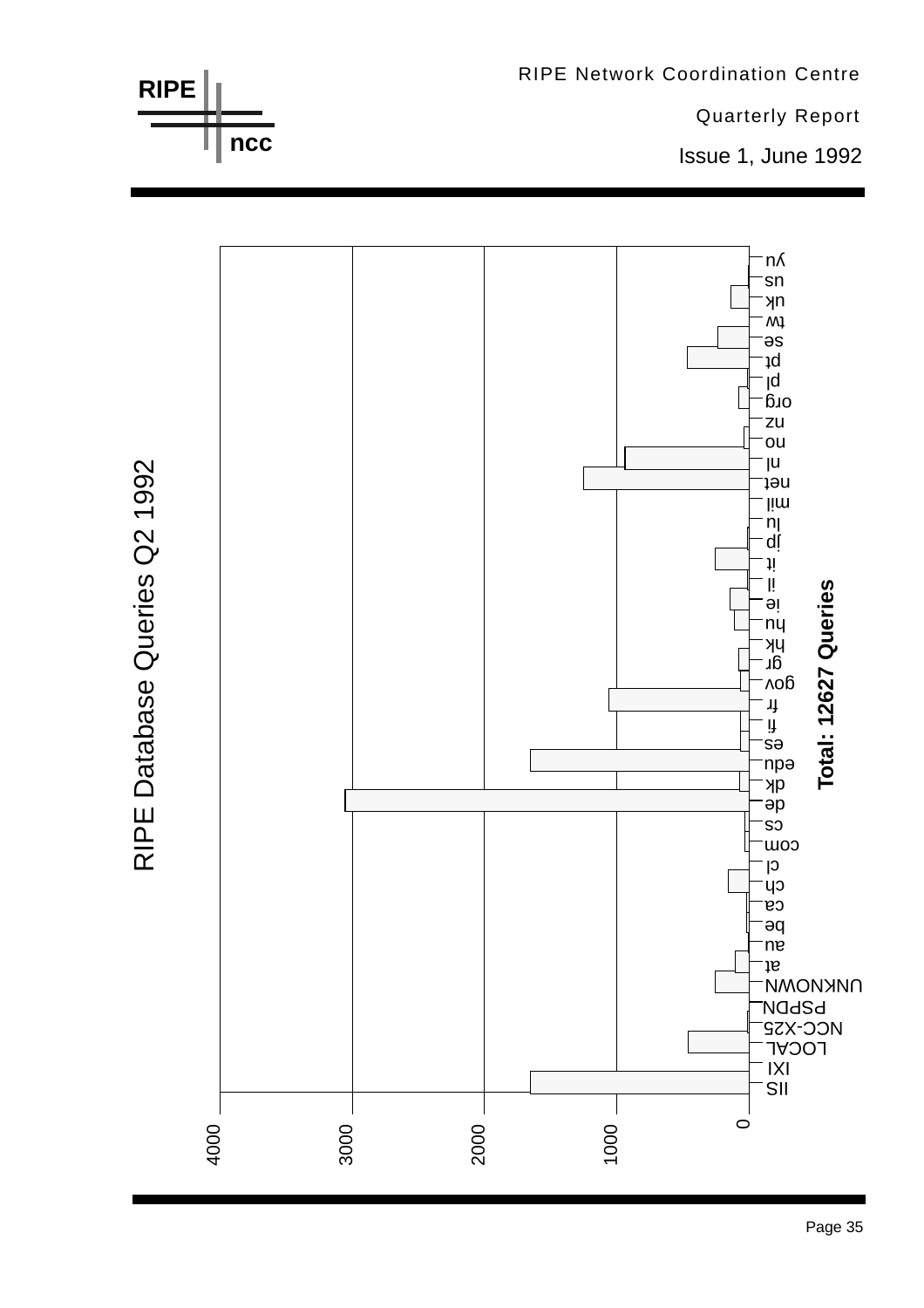# RIPE Database Queries Q2 1992

**Total: 12627 Queries**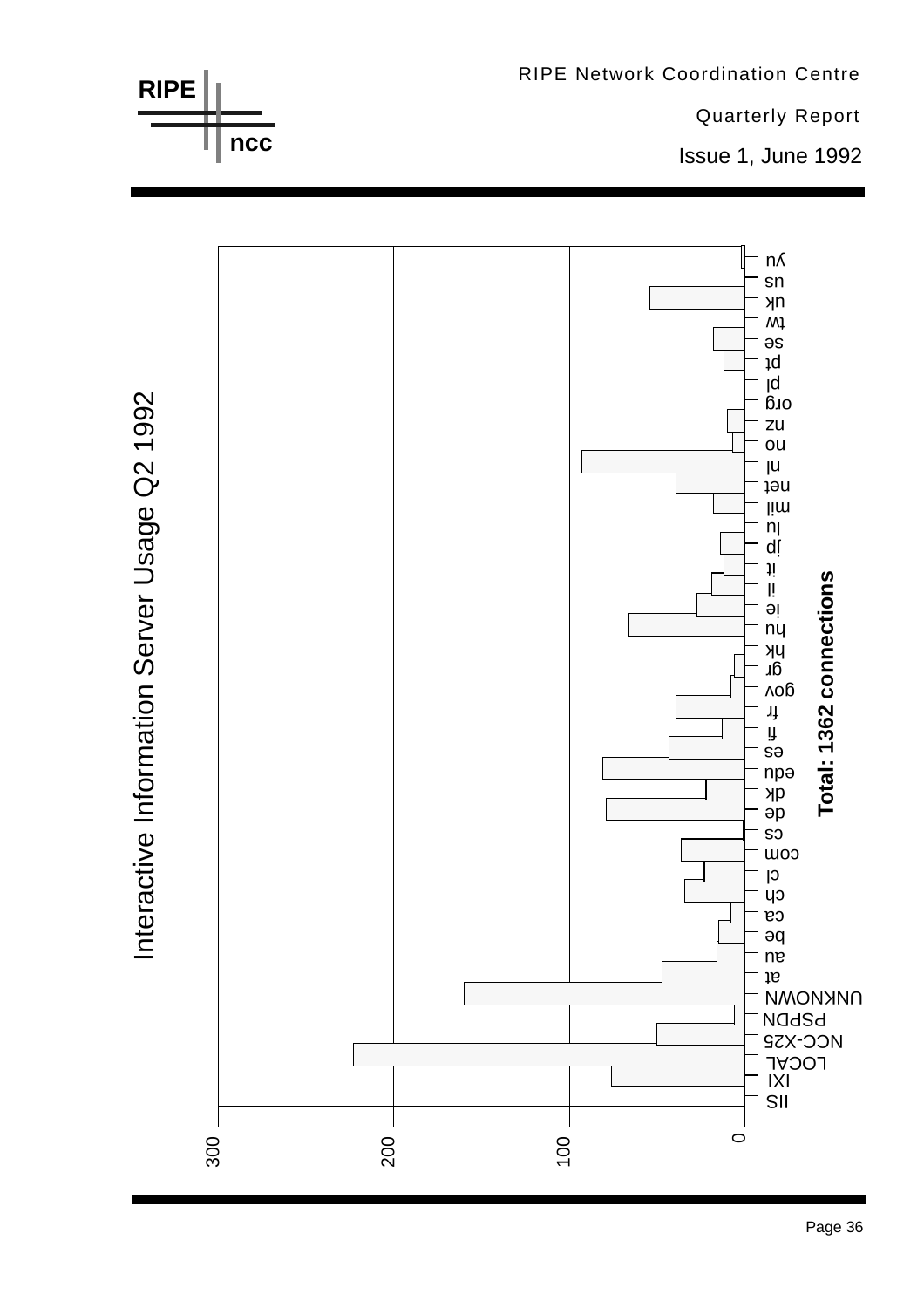# Interactive Information Server Usage Q2 1992

Total: 1362 connections

IIS
IXI
LOCAL
NCC-X25
PSPDN
UNKNOWN
at
au
be
ca
ch
cl
com
cs
de
dk
edu
es
fi
fr
gov
gr
hk
hu
ie
il
it
jp
lu
mil
net
nl
no
nz
org
pl
pt
se
tw
uk
us
yu

0 100 200 300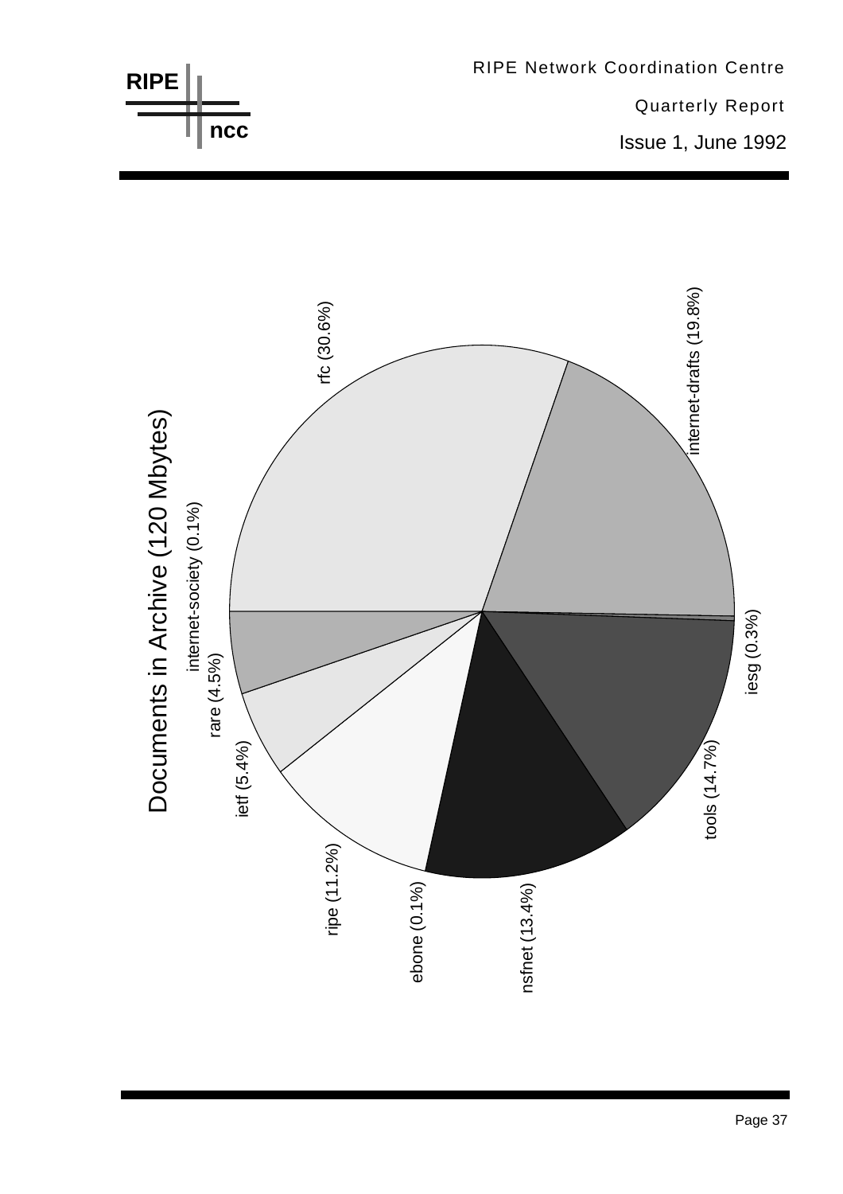## Documents in Archive (120 Mbytes)

- rfc (30.6%)
- internet-drafts (19.8%)
- iesg (0.3%)
- tools (14.7%)
- nsfnet (13.4%)
- ebone (0.1%)
- ripe (11.2%)
- ietf (5.4%)
- rare (4.5%)
- internet-society (0.1%)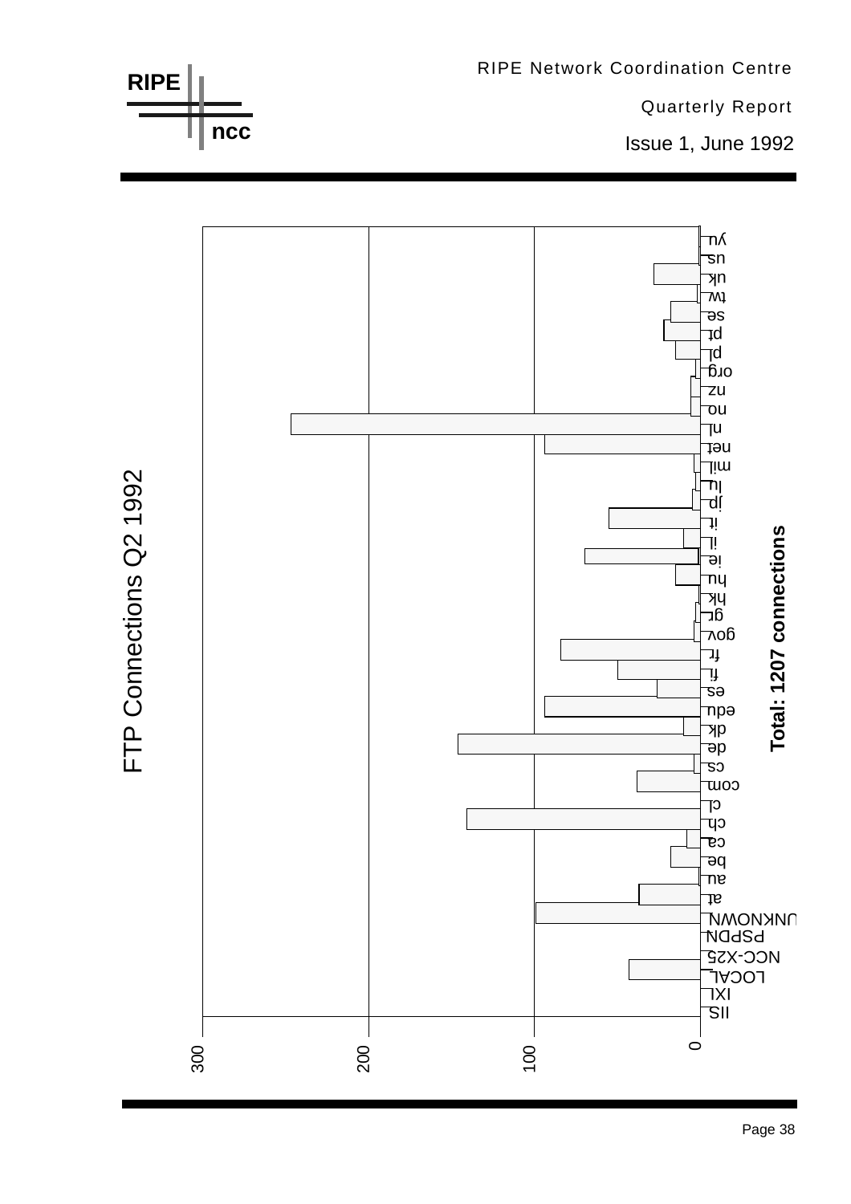# FTP Connections Q2 1992

**Total: 1207 connections**

Categories (axis labels): IIS, IXI, LOCAL, NCC-X25, PSPDN, UNKNOWN, at, au, be, ca, ch, cl, com, cs, de, dk, edu, es, fi, fr, gov, gr, hk, hu, ie, il, it, jp, lu, mil, net, nl, no, nz, org, pl, pt, se, tw, uk, us, yu

Axis: 0, 100, 200, 300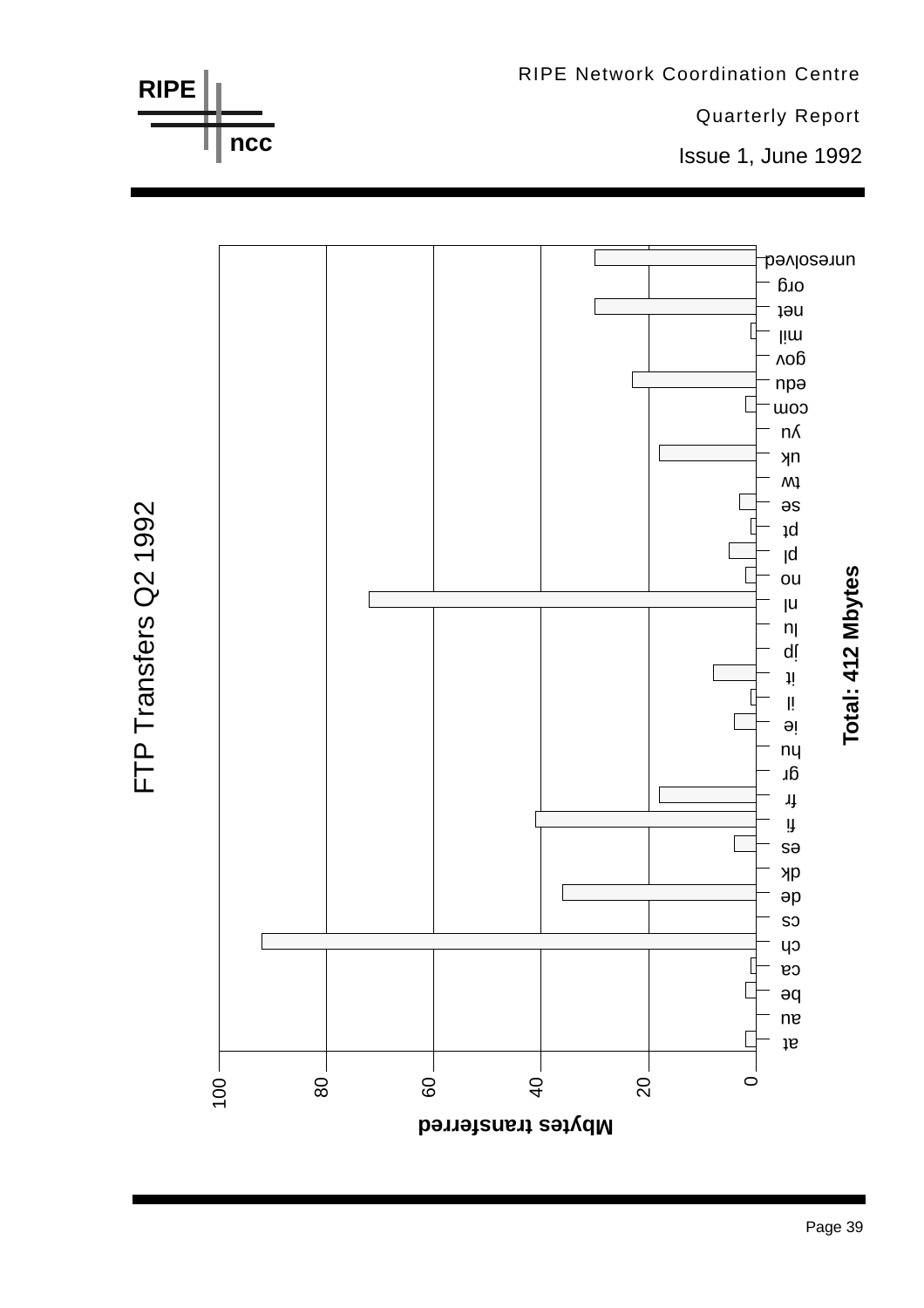## FTP Transfers Q2 1992

**Total: 412 Mbytes**

Mbytes transferred (axis: 0, 20, 40, 60, 80, 100)

Categories: at, au, be, ca, ch, cs, de, dk, es, fi, fr, gr, hu, ie, il, it, jp, lu, nl, no, pl, pt, se, tw, uk, yu, com, edu, gov, mil, net, org, unresolved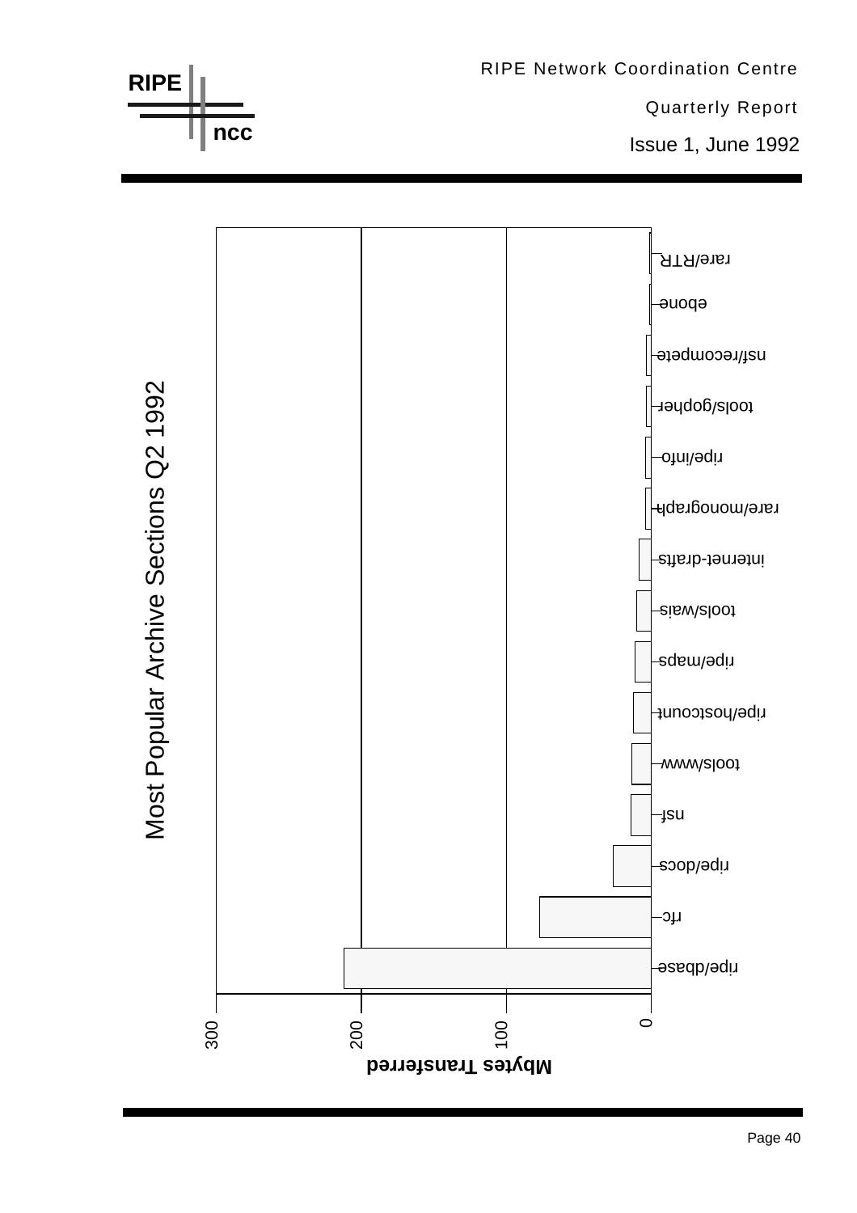## Most Popular Archive Sections Q2 1992

| Archive Section | Mbytes Transferred (approx.) |
| --- | --- |
| ripe/dbase | ~210 |
| rfc | ~77 |
| ripe/docs | ~26 |
| nsf | ~14 |
| tools/www | ~13 |
| ripe/hostcount | ~12 |
| ripe/maps | ~11 |
| tools/wais | ~10 |
| internet-drafts | ~8 |
| rare/monograph | ~4 |
| ripe/info | ~4 |
| tools/gopher | ~3 |
| nsf/recompete | ~3 |
| ebone | ~1 |
| rare/RTR | ~1 |

Mbytes Transferred (axis: 0, 100, 200, 300)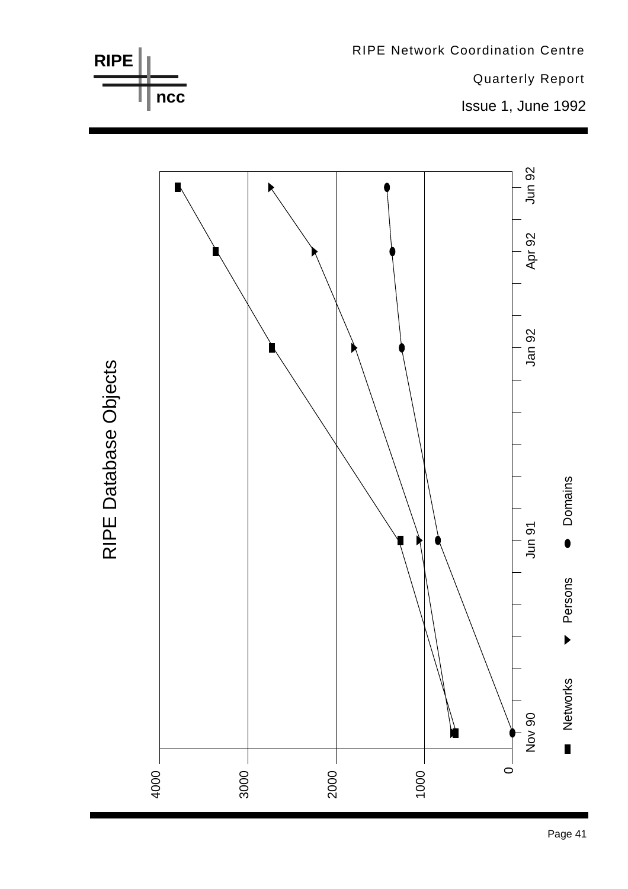## RIPE Database Objects

0
1000
2000
3000
4000

Nov 90
Jun 91
Jan 92
Apr 92
Jun 92

■ Networks ▶ Persons ● Domains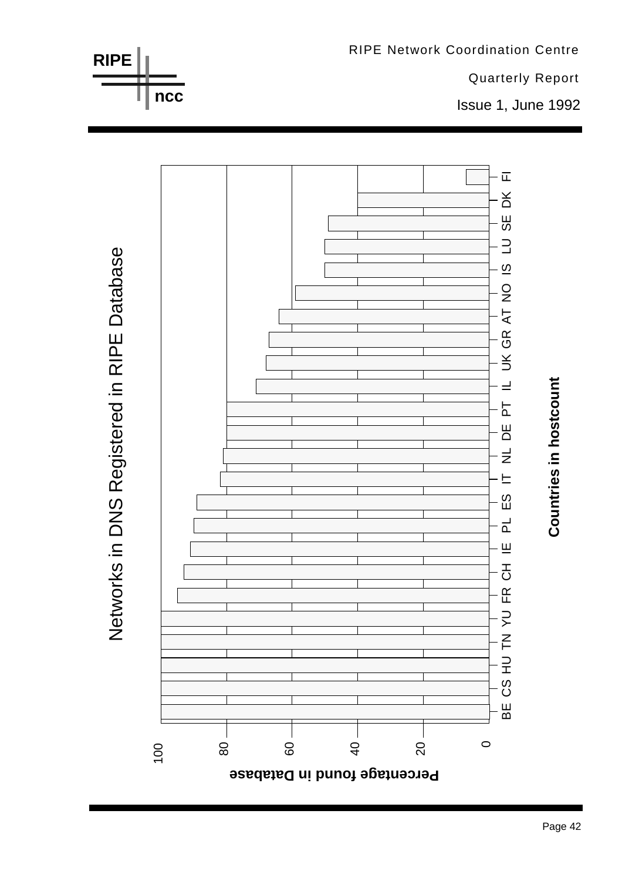# Networks in DNS Registered in RIPE Database

Percentage found in Database

Countries in hostcount

| Country | Percentage found in Database (approx.) |
| --- | --- |
| BE | 100 |
| CS | 100 |
| HU | 100 |
| TN | 100 |
| YU | 100 |
| FR | 95 |
| CH | 93 |
| IE | 91 |
| PL | 90 |
| ES | 89 |
| IT | 82 |
| NL | 81 |
| DE | 80 |
| PT | 80 |
| IL | 71 |
| UK | 68 |
| GR | 67 |
| AT | 64 |
| NO | 59 |
| IS | 50 |
| LU | 50 |
| SE | 49 |
| DK | 40 |
| FI | 7 |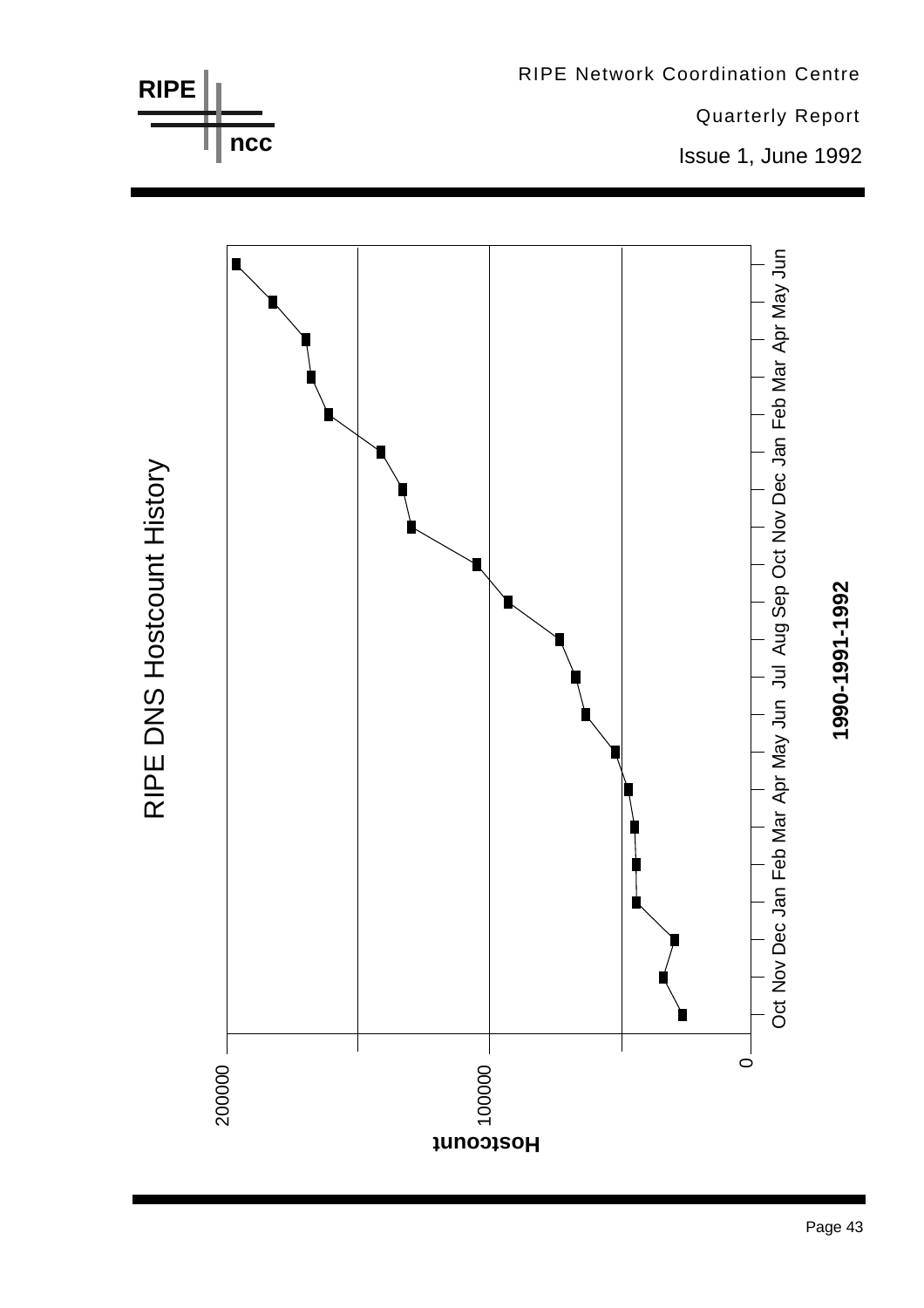# RIPE DNS Hostcount History

Hostcount: 0, 100000, 200000

Oct Nov Dec Jan Feb Mar Apr May Jun Jul Aug Sep Oct Nov Dec Jan Feb Mar Apr May Jun

**1990-1991-1992**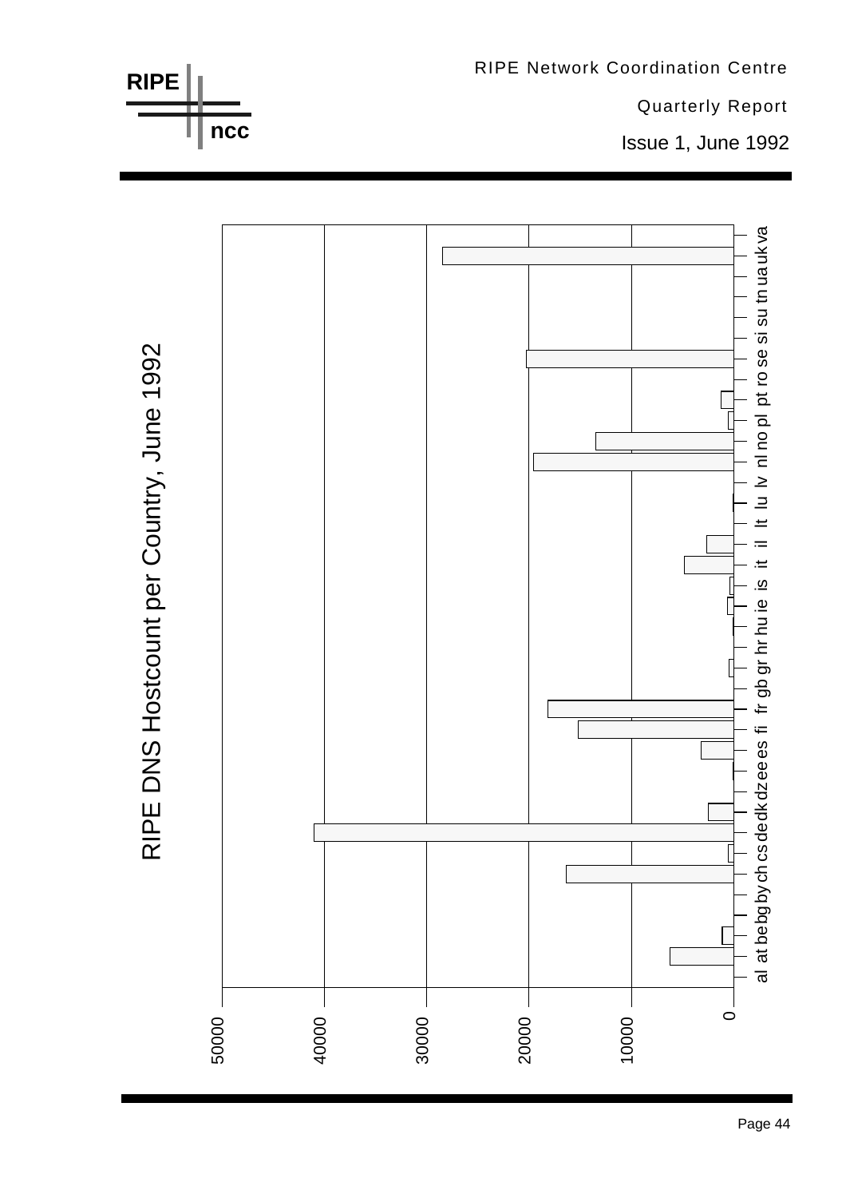RIPE DNS Hostcount per Country, June 1992

al at be bg by ch cs de dk dz ee es fi fr gb gr hr hu ie is it il lt lu lv nl no pl pt ro se si su tn ua uk va

0
10000
20000
30000
40000
50000